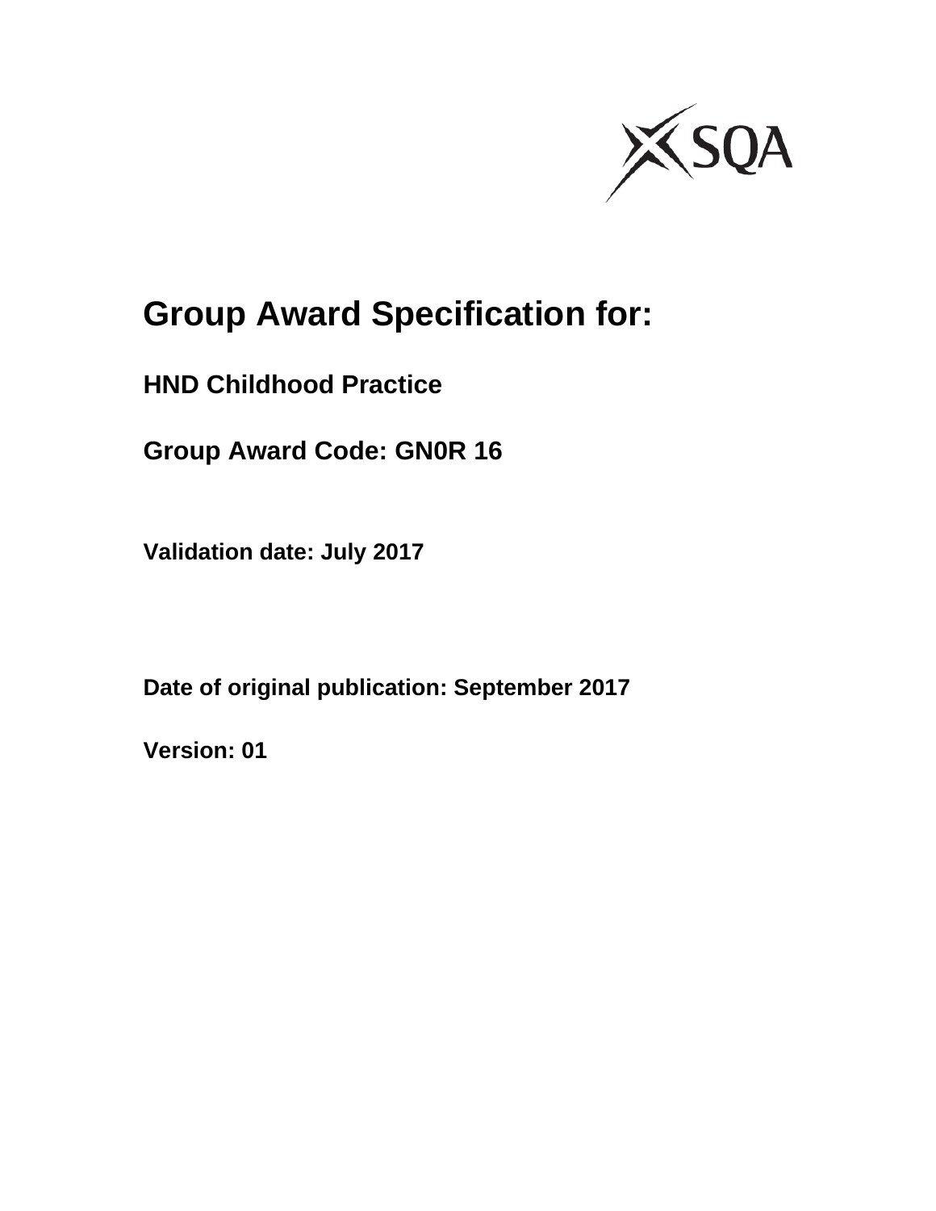# Group Award Specification for:

## HND Childhood Practice

## Group Award Code: GN0R 16

**Validation date: July 2017**

**Date of original publication: September 2017**

**Version: 01**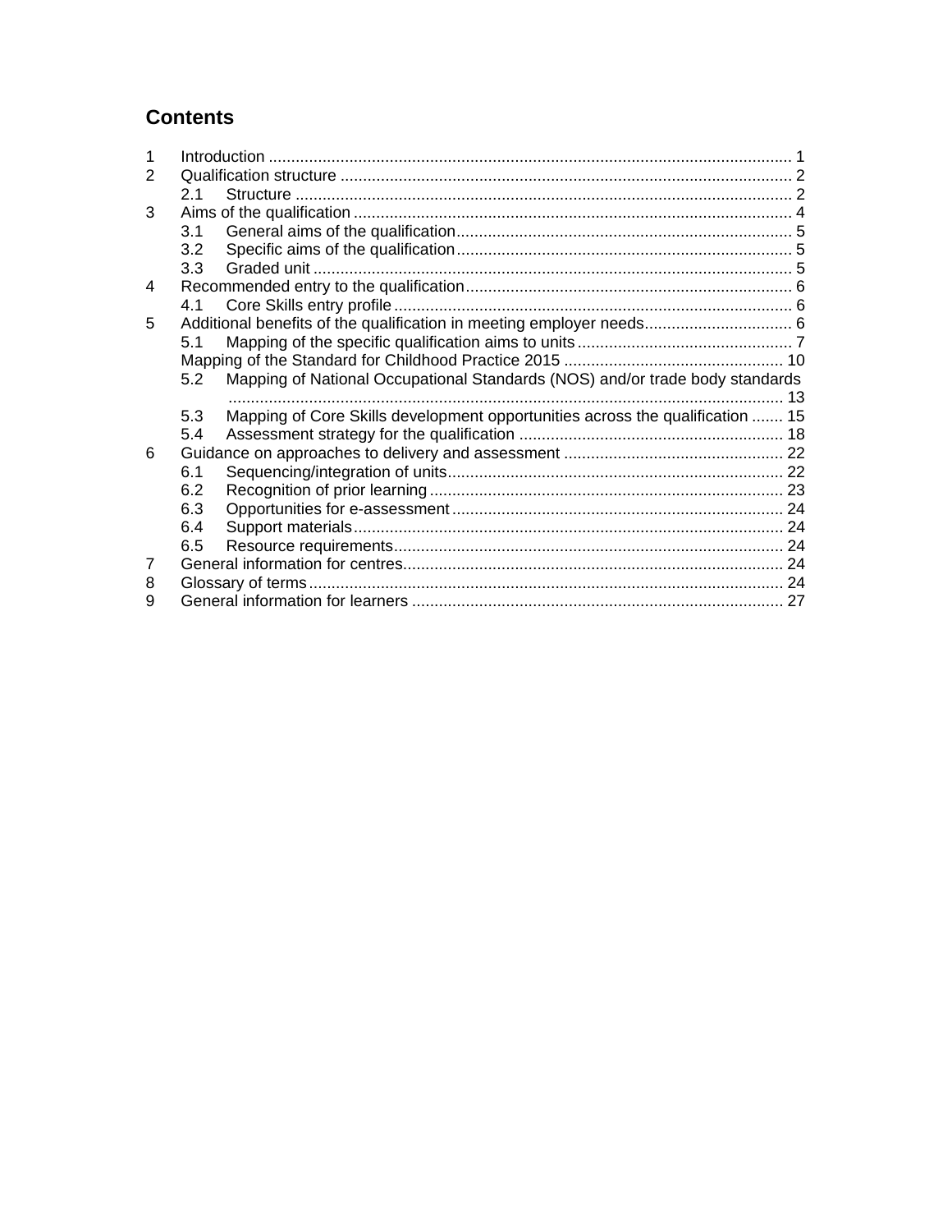## Contents

1 Introduction ..... 1
2 Qualification structure ..... 2
  2.1 Structure ..... 2
3 Aims of the qualification ..... 4
  3.1 General aims of the qualification ..... 5
  3.2 Specific aims of the qualification ..... 5
  3.3 Graded unit ..... 5
4 Recommended entry to the qualification ..... 6
  4.1 Core Skills entry profile ..... 6
5 Additional benefits of the qualification in meeting employer needs ..... 6
  5.1 Mapping of the specific qualification aims to units ..... 7
  Mapping of the Standard for Childhood Practice 2015 ..... 10
  5.2 Mapping of National Occupational Standards (NOS) and/or trade body standards ..... 13
  5.3 Mapping of Core Skills development opportunities across the qualification ..... 15
  5.4 Assessment strategy for the qualification ..... 18
6 Guidance on approaches to delivery and assessment ..... 22
  6.1 Sequencing/integration of units ..... 22
  6.2 Recognition of prior learning ..... 23
  6.3 Opportunities for e-assessment ..... 24
  6.4 Support materials ..... 24
  6.5 Resource requirements ..... 24
7 General information for centres ..... 24
8 Glossary of terms ..... 24
9 General information for learners ..... 27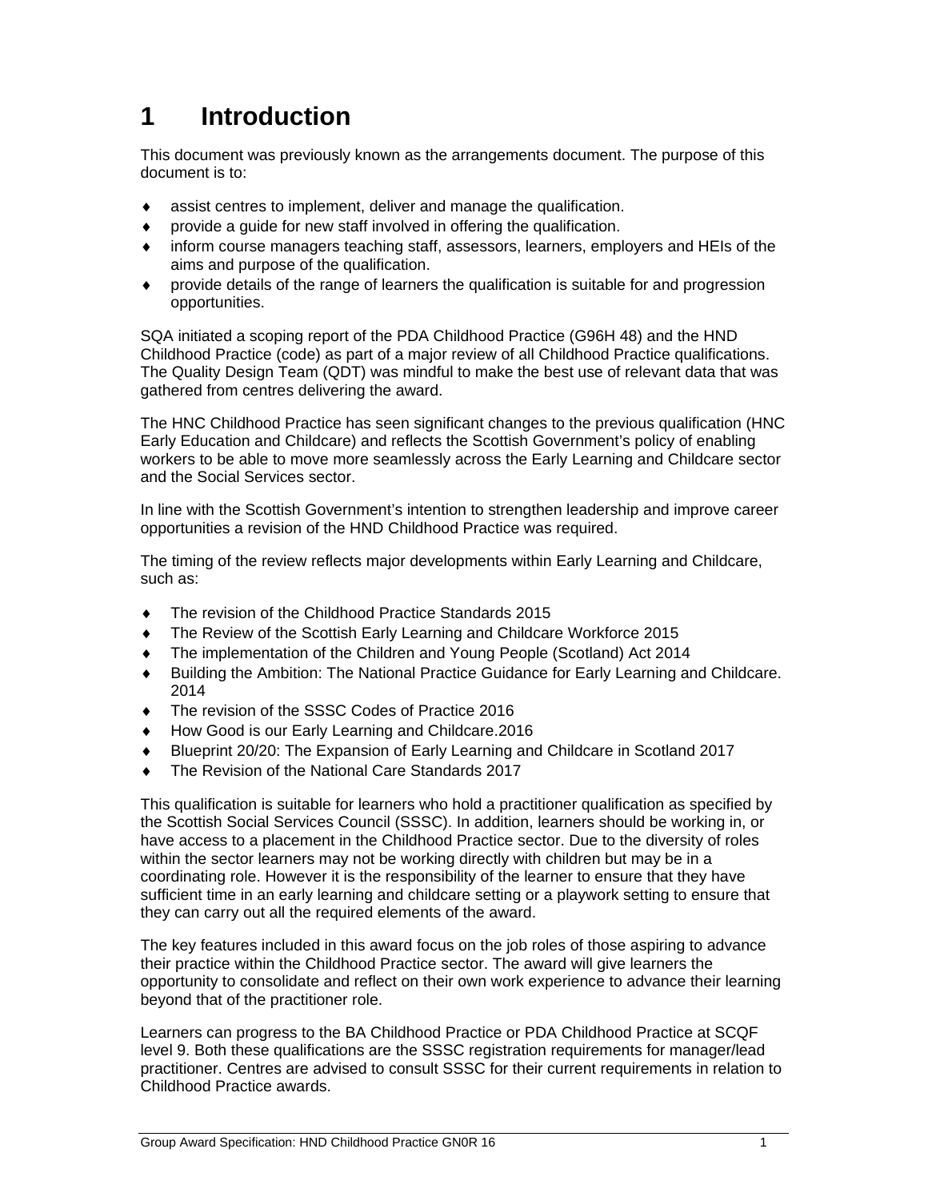# 1 Introduction

This document was previously known as the arrangements document. The purpose of this document is to:

- assist centres to implement, deliver and manage the qualification.
- provide a guide for new staff involved in offering the qualification.
- inform course managers teaching staff, assessors, learners, employers and HEIs of the aims and purpose of the qualification.
- provide details of the range of learners the qualification is suitable for and progression opportunities.

SQA initiated a scoping report of the PDA Childhood Practice (G96H 48) and the HND Childhood Practice (code) as part of a major review of all Childhood Practice qualifications. The Quality Design Team (QDT) was mindful to make the best use of relevant data that was gathered from centres delivering the award.

The HNC Childhood Practice has seen significant changes to the previous qualification (HNC Early Education and Childcare) and reflects the Scottish Government's policy of enabling workers to be able to move more seamlessly across the Early Learning and Childcare sector and the Social Services sector.

In line with the Scottish Government's intention to strengthen leadership and improve career opportunities a revision of the HND Childhood Practice was required.

The timing of the review reflects major developments within Early Learning and Childcare, such as:

- The revision of the Childhood Practice Standards 2015
- The Review of the Scottish Early Learning and Childcare Workforce 2015
- The implementation of the Children and Young People (Scotland) Act 2014
- Building the Ambition: The National Practice Guidance for Early Learning and Childcare. 2014
- The revision of the SSSC Codes of Practice 2016
- How Good is our Early Learning and Childcare.2016
- Blueprint 20/20: The Expansion of Early Learning and Childcare in Scotland 2017
- The Revision of the National Care Standards 2017

This qualification is suitable for learners who hold a practitioner qualification as specified by the Scottish Social Services Council (SSSC). In addition, learners should be working in, or have access to a placement in the Childhood Practice sector. Due to the diversity of roles within the sector learners may not be working directly with children but may be in a coordinating role. However it is the responsibility of the learner to ensure that they have sufficient time in an early learning and childcare setting or a playwork setting to ensure that they can carry out all the required elements of the award.

The key features included in this award focus on the job roles of those aspiring to advance their practice within the Childhood Practice sector. The award will give learners the opportunity to consolidate and reflect on their own work experience to advance their learning beyond that of the practitioner role.

Learners can progress to the BA Childhood Practice or PDA Childhood Practice at SCQF level 9. Both these qualifications are the SSSC registration requirements for manager/lead practitioner. Centres are advised to consult SSSC for their current requirements in relation to Childhood Practice awards.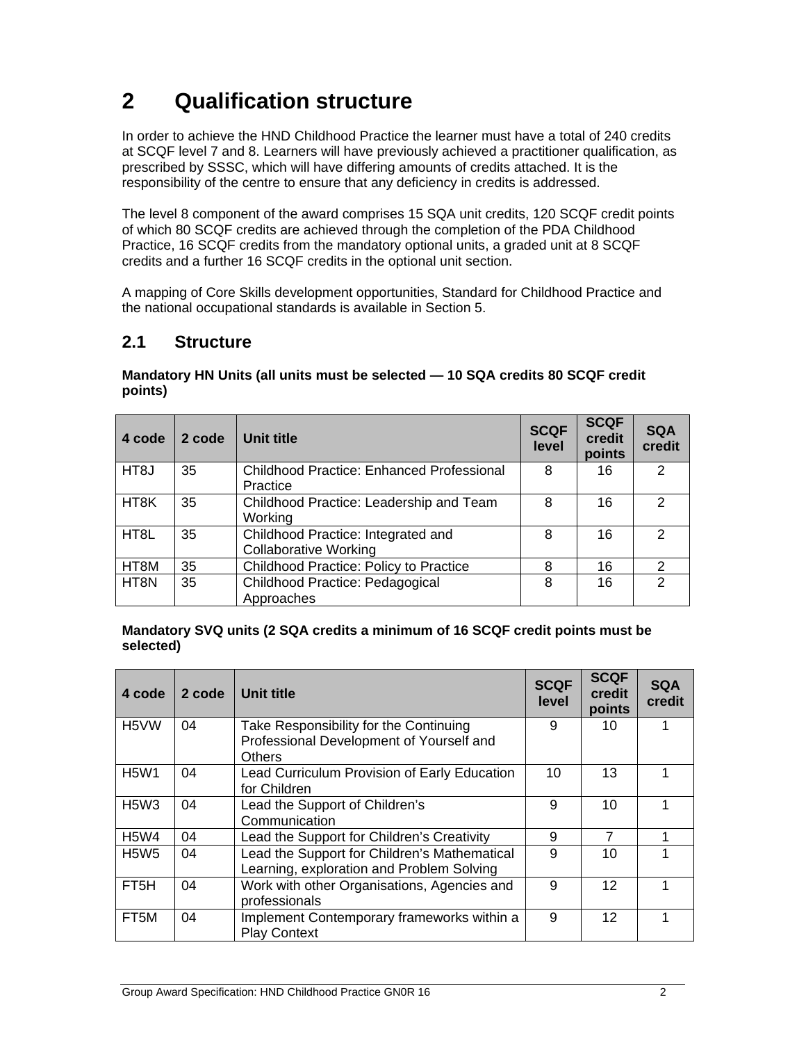# 2 Qualification structure

In order to achieve the HND Childhood Practice the learner must have a total of 240 credits at SCQF level 7 and 8. Learners will have previously achieved a practitioner qualification, as prescribed by SSSC, which will have differing amounts of credits attached. It is the responsibility of the centre to ensure that any deficiency in credits is addressed.

The level 8 component of the award comprises 15 SQA unit credits, 120 SCQF credit points of which 80 SCQF credits are achieved through the completion of the PDA Childhood Practice, 16 SCQF credits from the mandatory optional units, a graded unit at 8 SCQF credits and a further 16 SCQF credits in the optional unit section.

A mapping of Core Skills development opportunities, Standard for Childhood Practice and the national occupational standards is available in Section 5.

## 2.1 Structure

**Mandatory HN Units (all units must be selected — 10 SQA credits 80 SCQF credit points)**

| 4 code | 2 code | Unit title | SCQF level | SCQF credit points | SQA credit |
|---|---|---|---|---|---|
| HT8J | 35 | Childhood Practice: Enhanced Professional Practice | 8 | 16 | 2 |
| HT8K | 35 | Childhood Practice: Leadership and Team Working | 8 | 16 | 2 |
| HT8L | 35 | Childhood Practice: Integrated and Collaborative Working | 8 | 16 | 2 |
| HT8M | 35 | Childhood Practice: Policy to Practice | 8 | 16 | 2 |
| HT8N | 35 | Childhood Practice: Pedagogical Approaches | 8 | 16 | 2 |

**Mandatory SVQ units (2 SQA credits a minimum of 16 SCQF credit points must be selected)**

| 4 code | 2 code | Unit title | SCQF level | SCQF credit points | SQA credit |
|---|---|---|---|---|---|
| H5VW | 04 | Take Responsibility for the Continuing Professional Development of Yourself and Others | 9 | 10 | 1 |
| H5W1 | 04 | Lead Curriculum Provision of Early Education for Children | 10 | 13 | 1 |
| H5W3 | 04 | Lead the Support of Children's Communication | 9 | 10 | 1 |
| H5W4 | 04 | Lead the Support for Children's Creativity | 9 | 7 | 1 |
| H5W5 | 04 | Lead the Support for Children's Mathematical Learning, exploration and Problem Solving | 9 | 10 | 1 |
| FT5H | 04 | Work with other Organisations, Agencies and professionals | 9 | 12 | 1 |
| FT5M | 04 | Implement Contemporary frameworks within a Play Context | 9 | 12 | 1 |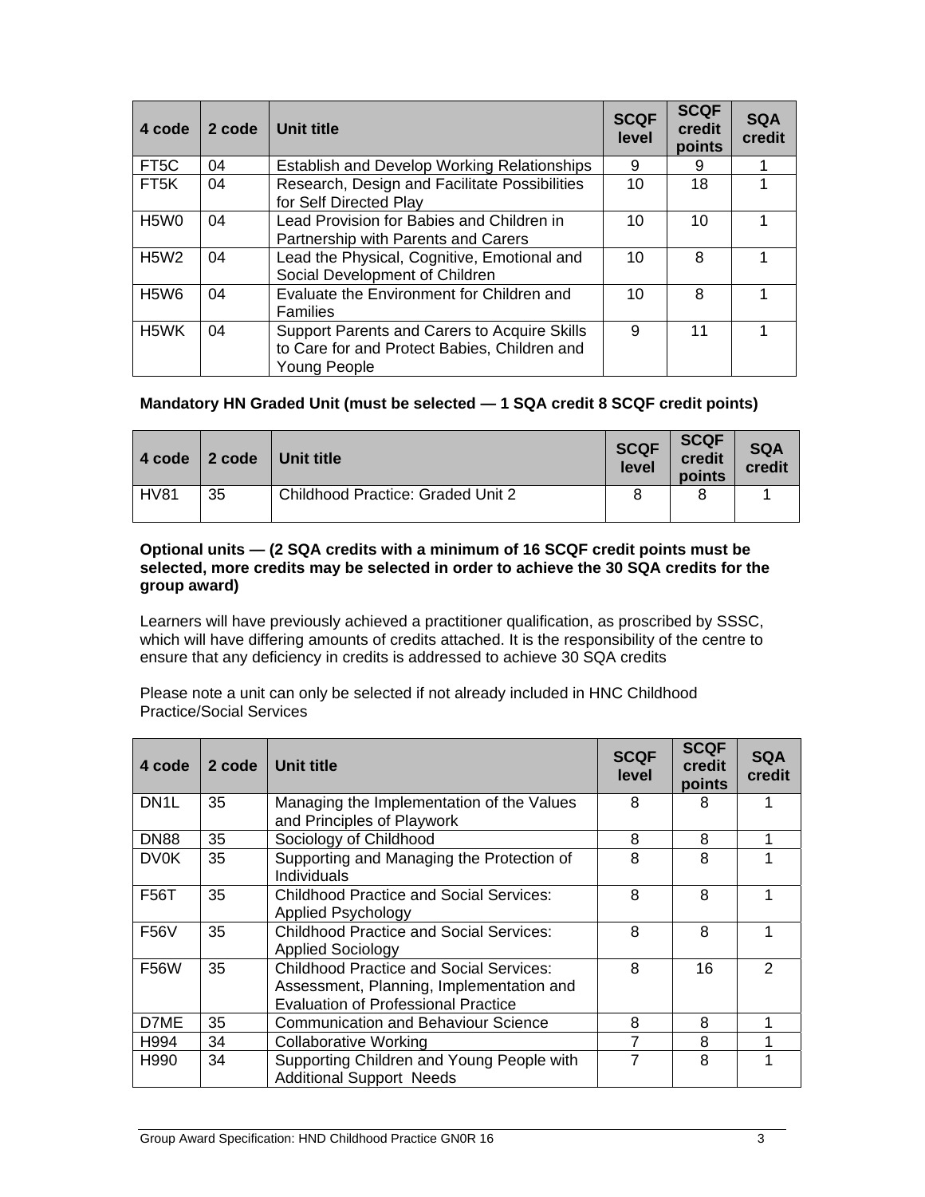| 4 code | 2 code | Unit title | SCQF level | SCQF credit points | SQA credit |
|---|---|---|---|---|---|
| FT5C | 04 | Establish and Develop Working Relationships | 9 | 9 | 1 |
| FT5K | 04 | Research, Design and Facilitate Possibilities for Self Directed Play | 10 | 18 | 1 |
| H5W0 | 04 | Lead Provision for Babies and Children in Partnership with Parents and Carers | 10 | 10 | 1 |
| H5W2 | 04 | Lead the Physical, Cognitive, Emotional and Social Development of Children | 10 | 8 | 1 |
| H5W6 | 04 | Evaluate the Environment for Children and Families | 10 | 8 | 1 |
| H5WK | 04 | Support Parents and Carers to Acquire Skills to Care for and Protect Babies, Children and Young People | 9 | 11 | 1 |

**Mandatory HN Graded Unit (must be selected — 1 SQA credit 8 SCQF credit points)**

| 4 code | 2 code | Unit title | SCQF level | SCQF credit points | SQA credit |
|---|---|---|---|---|---|
| HV81 | 35 | Childhood Practice: Graded Unit 2 | 8 | 8 | 1 |

**Optional units — (2 SQA credits with a minimum of 16 SCQF credit points must be selected, more credits may be selected in order to achieve the 30 SQA credits for the group award)**

Learners will have previously achieved a practitioner qualification, as proscribed by SSSC, which will have differing amounts of credits attached. It is the responsibility of the centre to ensure that any deficiency in credits is addressed to achieve 30 SQA credits

Please note a unit can only be selected if not already included in HNC Childhood Practice/Social Services

| 4 code | 2 code | Unit title | SCQF level | SCQF credit points | SQA credit |
|---|---|---|---|---|---|
| DN1L | 35 | Managing the Implementation of the Values and Principles of Playwork | 8 | 8 | 1 |
| DN88 | 35 | Sociology of Childhood | 8 | 8 | 1 |
| DV0K | 35 | Supporting and Managing the Protection of Individuals | 8 | 8 | 1 |
| F56T | 35 | Childhood Practice and Social Services: Applied Psychology | 8 | 8 | 1 |
| F56V | 35 | Childhood Practice and Social Services: Applied Sociology | 8 | 8 | 1 |
| F56W | 35 | Childhood Practice and Social Services: Assessment, Planning, Implementation and Evaluation of Professional Practice | 8 | 16 | 2 |
| D7ME | 35 | Communication and Behaviour Science | 8 | 8 | 1 |
| H994 | 34 | Collaborative Working | 7 | 8 | 1 |
| H990 | 34 | Supporting Children and Young People with Additional Support Needs | 7 | 8 | 1 |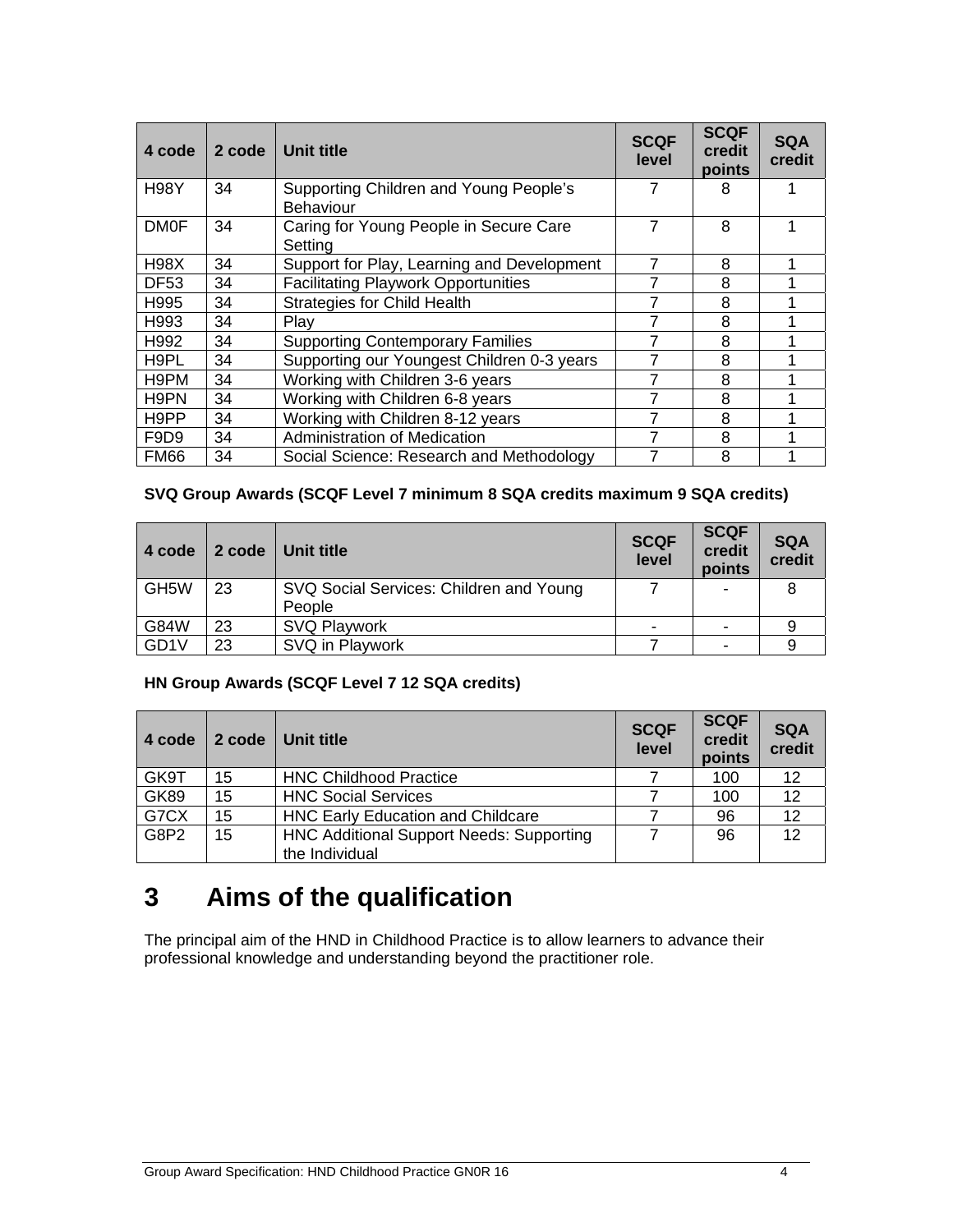| 4 code | 2 code | Unit title | SCQF level | SCQF credit points | SQA credit |
|---|---|---|---|---|---|
| H98Y | 34 | Supporting Children and Young People's Behaviour | 7 | 8 | 1 |
| DM0F | 34 | Caring for Young People in Secure Care Setting | 7 | 8 | 1 |
| H98X | 34 | Support for Play, Learning and Development | 7 | 8 | 1 |
| DF53 | 34 | Facilitating Playwork Opportunities | 7 | 8 | 1 |
| H995 | 34 | Strategies for Child Health | 7 | 8 | 1 |
| H993 | 34 | Play | 7 | 8 | 1 |
| H992 | 34 | Supporting Contemporary Families | 7 | 8 | 1 |
| H9PL | 34 | Supporting our Youngest Children 0-3 years | 7 | 8 | 1 |
| H9PM | 34 | Working with Children 3-6 years | 7 | 8 | 1 |
| H9PN | 34 | Working with Children 6-8 years | 7 | 8 | 1 |
| H9PP | 34 | Working with Children 8-12 years | 7 | 8 | 1 |
| F9D9 | 34 | Administration of Medication | 7 | 8 | 1 |
| FM66 | 34 | Social Science: Research and Methodology | 7 | 8 | 1 |

**SVQ Group Awards (SCQF Level 7 minimum 8 SQA credits maximum 9 SQA credits)**

| 4 code | 2 code | Unit title | SCQF level | SCQF credit points | SQA credit |
|---|---|---|---|---|---|
| GH5W | 23 | SVQ Social Services: Children and Young People | 7 | - | 8 |
| G84W | 23 | SVQ Playwork | - | - | 9 |
| GD1V | 23 | SVQ in Playwork | 7 | - | 9 |

**HN Group Awards (SCQF Level 7 12 SQA credits)**

| 4 code | 2 code | Unit title | SCQF level | SCQF credit points | SQA credit |
|---|---|---|---|---|---|
| GK9T | 15 | HNC Childhood Practice | 7 | 100 | 12 |
| GK89 | 15 | HNC Social Services | 7 | 100 | 12 |
| G7CX | 15 | HNC Early Education and Childcare | 7 | 96 | 12 |
| G8P2 | 15 | HNC Additional Support Needs: Supporting the Individual | 7 | 96 | 12 |

# 3 Aims of the qualification

The principal aim of the HND in Childhood Practice is to allow learners to advance their professional knowledge and understanding beyond the practitioner role.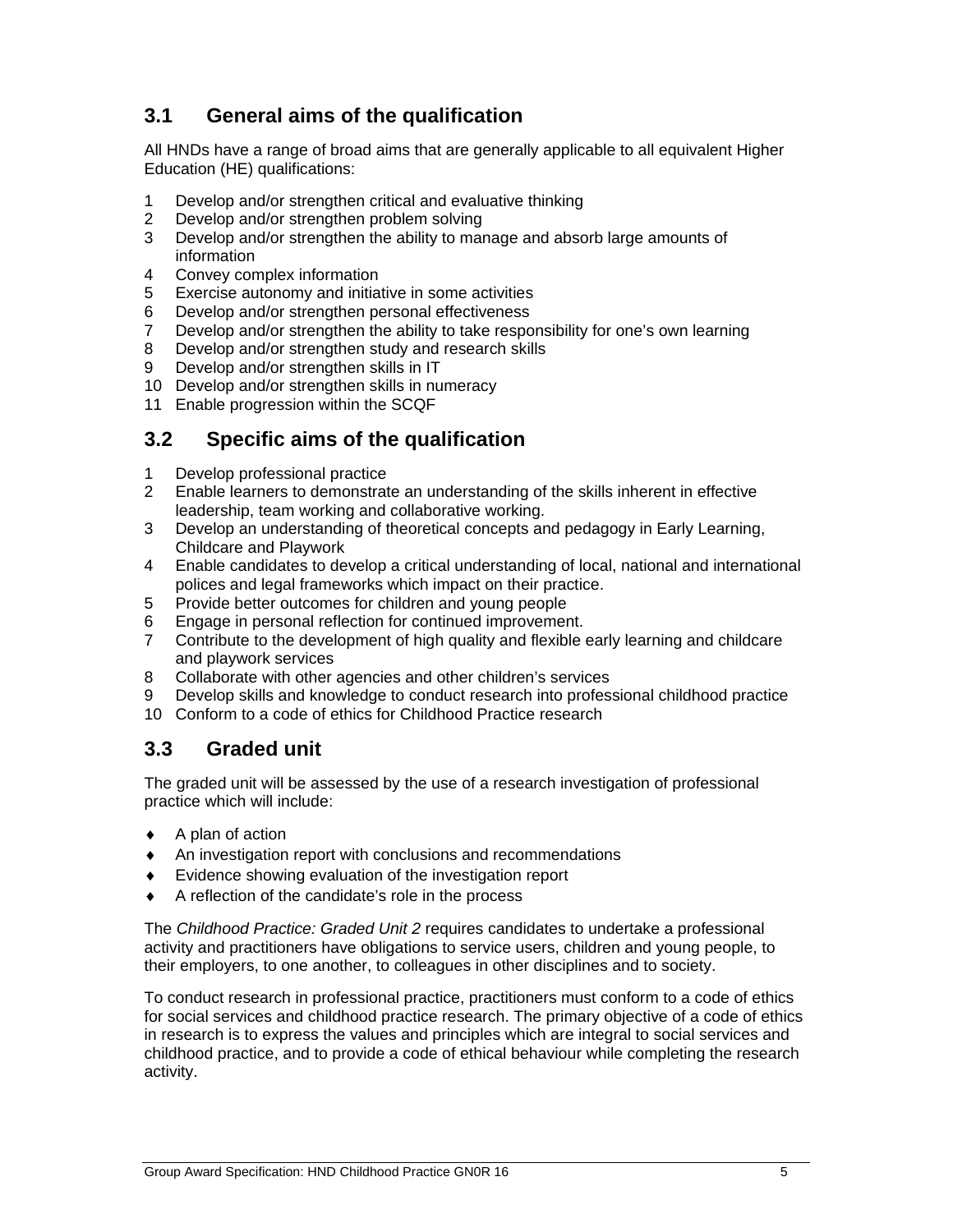## 3.1 General aims of the qualification

All HNDs have a range of broad aims that are generally applicable to all equivalent Higher Education (HE) qualifications:

1. Develop and/or strengthen critical and evaluative thinking
2. Develop and/or strengthen problem solving
3. Develop and/or strengthen the ability to manage and absorb large amounts of information
4. Convey complex information
5. Exercise autonomy and initiative in some activities
6. Develop and/or strengthen personal effectiveness
7. Develop and/or strengthen the ability to take responsibility for one's own learning
8. Develop and/or strengthen study and research skills
9. Develop and/or strengthen skills in IT
10. Develop and/or strengthen skills in numeracy
11. Enable progression within the SCQF

## 3.2 Specific aims of the qualification

1. Develop professional practice
2. Enable learners to demonstrate an understanding of the skills inherent in effective leadership, team working and collaborative working.
3. Develop an understanding of theoretical concepts and pedagogy in Early Learning, Childcare and Playwork
4. Enable candidates to develop a critical understanding of local, national and international polices and legal frameworks which impact on their practice.
5. Provide better outcomes for children and young people
6. Engage in personal reflection for continued improvement.
7. Contribute to the development of high quality and flexible early learning and childcare and playwork services
8. Collaborate with other agencies and other children's services
9. Develop skills and knowledge to conduct research into professional childhood practice
10. Conform to a code of ethics for Childhood Practice research

## 3.3 Graded unit

The graded unit will be assessed by the use of a research investigation of professional practice which will include:

- A plan of action
- An investigation report with conclusions and recommendations
- Evidence showing evaluation of the investigation report
- A reflection of the candidate's role in the process

The *Childhood Practice: Graded Unit 2* requires candidates to undertake a professional activity and practitioners have obligations to service users, children and young people, to their employers, to one another, to colleagues in other disciplines and to society.

To conduct research in professional practice, practitioners must conform to a code of ethics for social services and childhood practice research. The primary objective of a code of ethics in research is to express the values and principles which are integral to social services and childhood practice, and to provide a code of ethical behaviour while completing the research activity.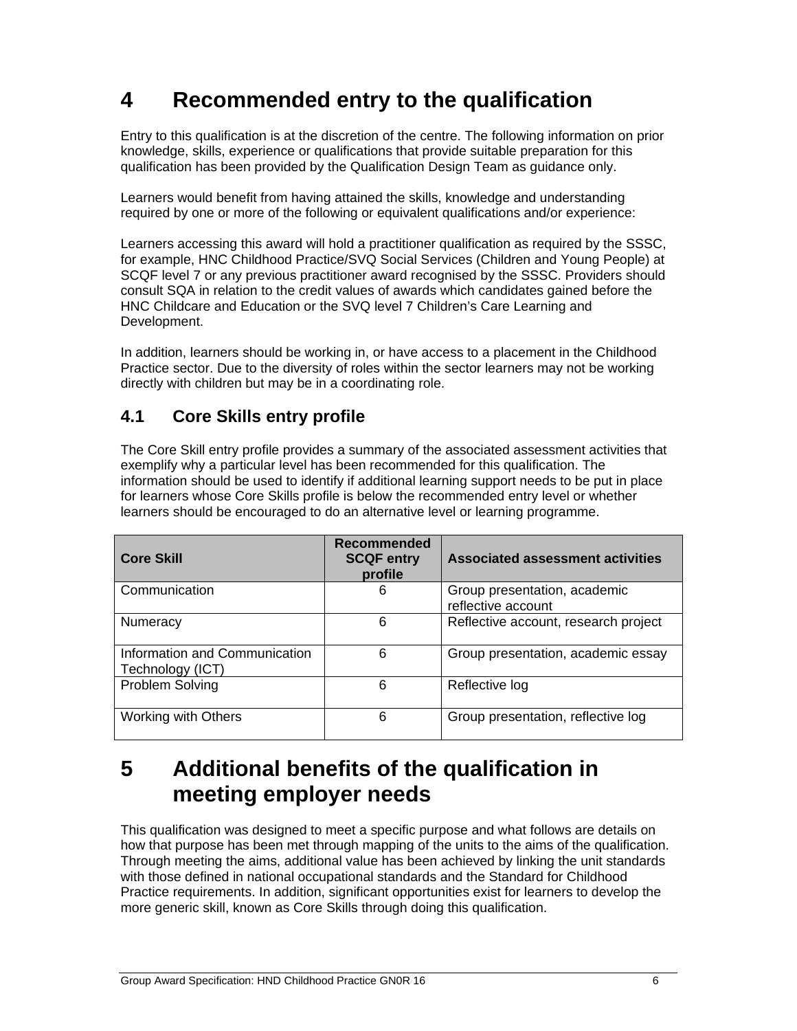# 4 Recommended entry to the qualification

Entry to this qualification is at the discretion of the centre. The following information on prior knowledge, skills, experience or qualifications that provide suitable preparation for this qualification has been provided by the Qualification Design Team as guidance only.

Learners would benefit from having attained the skills, knowledge and understanding required by one or more of the following or equivalent qualifications and/or experience:

Learners accessing this award will hold a practitioner qualification as required by the SSSC, for example, HNC Childhood Practice/SVQ Social Services (Children and Young People) at SCQF level 7 or any previous practitioner award recognised by the SSSC. Providers should consult SQA in relation to the credit values of awards which candidates gained before the HNC Childcare and Education or the SVQ level 7 Children's Care Learning and Development.

In addition, learners should be working in, or have access to a placement in the Childhood Practice sector. Due to the diversity of roles within the sector learners may not be working directly with children but may be in a coordinating role.

## 4.1 Core Skills entry profile

The Core Skill entry profile provides a summary of the associated assessment activities that exemplify why a particular level has been recommended for this qualification. The information should be used to identify if additional learning support needs to be put in place for learners whose Core Skills profile is below the recommended entry level or whether learners should be encouraged to do an alternative level or learning programme.

| Core Skill | Recommended SCQF entry profile | Associated assessment activities |
|---|---|---|
| Communication | 6 | Group presentation, academic reflective account |
| Numeracy | 6 | Reflective account, research project |
| Information and Communication Technology (ICT) | 6 | Group presentation, academic essay |
| Problem Solving | 6 | Reflective log |
| Working with Others | 6 | Group presentation, reflective log |

# 5 Additional benefits of the qualification in meeting employer needs

This qualification was designed to meet a specific purpose and what follows are details on how that purpose has been met through mapping of the units to the aims of the qualification. Through meeting the aims, additional value has been achieved by linking the unit standards with those defined in national occupational standards and the Standard for Childhood Practice requirements. In addition, significant opportunities exist for learners to develop the more generic skill, known as Core Skills through doing this qualification.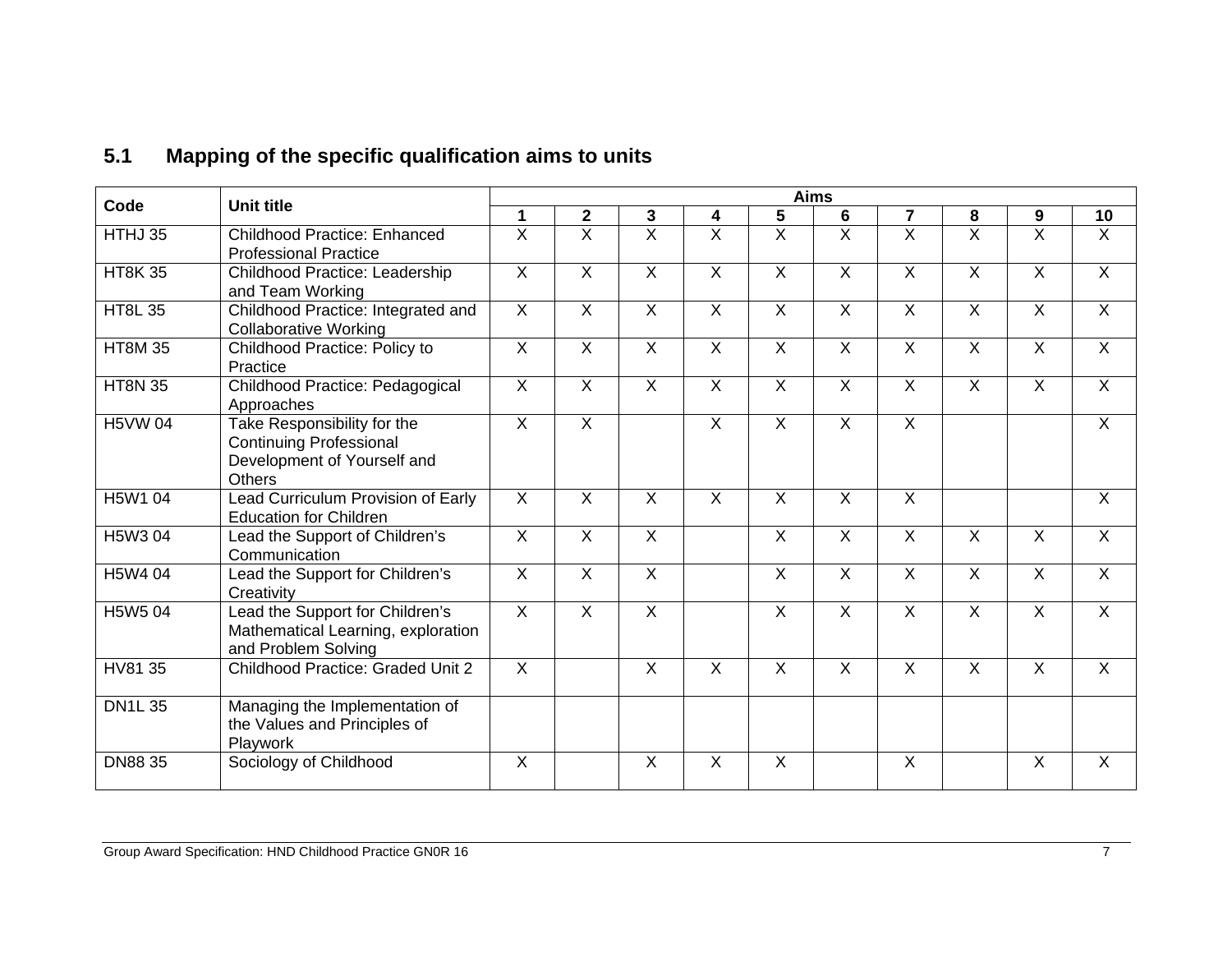## 5.1 Mapping of the specific qualification aims to units

| Code | Unit title | Aims | | | | | | | | | |
|---|---|---|---|---|---|---|---|---|---|---|---|
| | | 1 | 2 | 3 | 4 | 5 | 6 | 7 | 8 | 9 | 10 |
| HTHJ 35 | Childhood Practice: Enhanced Professional Practice | X | X | X | X | X | X | X | X | X | X |
| HT8K 35 | Childhood Practice: Leadership and Team Working | X | X | X | X | X | X | X | X | X | X |
| HT8L 35 | Childhood Practice: Integrated and Collaborative Working | X | X | X | X | X | X | X | X | X | X |
| HT8M 35 | Childhood Practice: Policy to Practice | X | X | X | X | X | X | X | X | X | X |
| HT8N 35 | Childhood Practice: Pedagogical Approaches | X | X | X | X | X | X | X | X | X | X |
| H5VW 04 | Take Responsibility for the Continuing Professional Development of Yourself and Others | X | X | | X | X | X | X | | | X |
| H5W1 04 | Lead Curriculum Provision of Early Education for Children | X | X | X | X | X | X | X | | | X |
| H5W3 04 | Lead the Support of Children's Communication | X | X | X | | X | X | X | X | X | X |
| H5W4 04 | Lead the Support for Children's Creativity | X | X | X | | X | X | X | X | X | X |
| H5W5 04 | Lead the Support for Children's Mathematical Learning, exploration and Problem Solving | X | X | X | | X | X | X | X | X | X |
| HV81 35 | Childhood Practice: Graded Unit 2 | X | | X | X | X | X | X | X | X | X |
| DN1L 35 | Managing the Implementation of the Values and Principles of Playwork | | | | | | | | | | |
| DN88 35 | Sociology of Childhood | X | | X | X | X | | X | | X | X |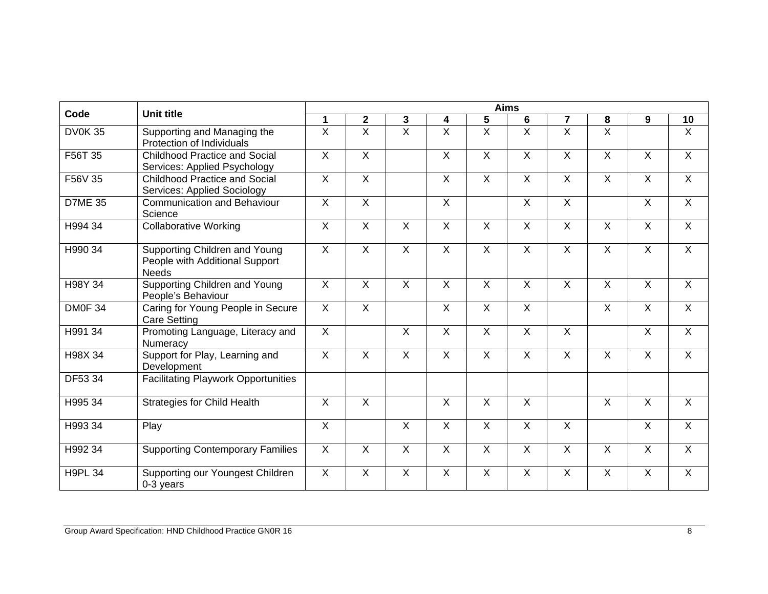| Code | Unit title | Aims | | | | | | | | | |
|---|---|---|---|---|---|---|---|---|---|---|---|
| | | 1 | 2 | 3 | 4 | 5 | 6 | 7 | 8 | 9 | 10 |
| DV0K 35 | Supporting and Managing the Protection of Individuals | X | X | X | X | X | X | X | X | | X |
| F56T 35 | Childhood Practice and Social Services: Applied Psychology | X | X | | X | X | X | X | X | X | X |
| F56V 35 | Childhood Practice and Social Services: Applied Sociology | X | X | | X | X | X | X | X | X | X |
| D7ME 35 | Communication and Behaviour Science | X | X | | X | | X | X | | X | X |
| H994 34 | Collaborative Working | X | X | X | X | X | X | X | X | X | X |
| H990 34 | Supporting Children and Young People with Additional Support Needs | X | X | X | X | X | X | X | X | X | X |
| H98Y 34 | Supporting Children and Young People's Behaviour | X | X | X | X | X | X | X | X | X | X |
| DM0F 34 | Caring for Young People in Secure Care Setting | X | X | | X | X | X | | X | X | X |
| H991 34 | Promoting Language, Literacy and Numeracy | X | | X | X | X | X | X | | X | X |
| H98X 34 | Support for Play, Learning and Development | X | X | X | X | X | X | X | X | X | X |
| DF53 34 | Facilitating Playwork Opportunities | | | | | | | | | | |
| H995 34 | Strategies for Child Health | X | X | | X | X | X | | X | X | X |
| H993 34 | Play | X | | X | X | X | X | X | | X | X |
| H992 34 | Supporting Contemporary Families | X | X | X | X | X | X | X | X | X | X |
| H9PL 34 | Supporting our Youngest Children 0-3 years | X | X | X | X | X | X | X | X | X | X |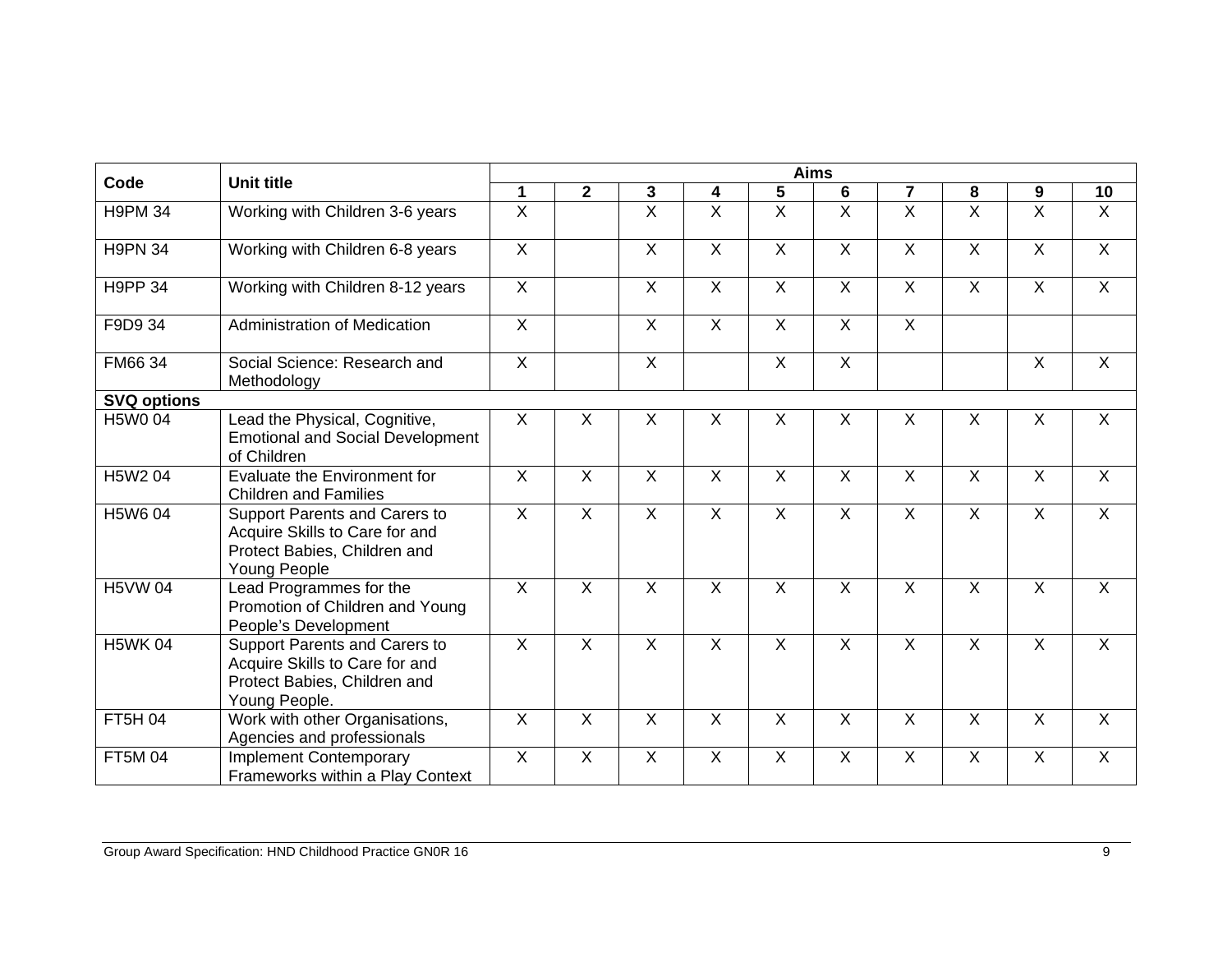| Code | Unit title | Aims | | | | | | | | | |
|---|---|---|---|---|---|---|---|---|---|---|---|
| | | 1 | 2 | 3 | 4 | 5 | 6 | 7 | 8 | 9 | 10 |
| H9PM 34 | Working with Children 3-6 years | X | | X | X | X | X | X | X | X | X |
| H9PN 34 | Working with Children 6-8 years | X | | X | X | X | X | X | X | X | X |
| H9PP 34 | Working with Children 8-12 years | X | | X | X | X | X | X | X | X | X |
| F9D9 34 | Administration of Medication | X | | X | X | X | X | X | | | |
| FM66 34 | Social Science: Research and Methodology | X | | X | | X | X | | | X | X |
| **SVQ options** | | | | | | | | | | | |
| H5W0 04 | Lead the Physical, Cognitive, Emotional and Social Development of Children | X | X | X | X | X | X | X | X | X | X |
| H5W2 04 | Evaluate the Environment for Children and Families | X | X | X | X | X | X | X | X | X | X |
| H5W6 04 | Support Parents and Carers to Acquire Skills to Care for and Protect Babies, Children and Young People | X | X | X | X | X | X | X | X | X | X |
| H5VW 04 | Lead Programmes for the Promotion of Children and Young People's Development | X | X | X | X | X | X | X | X | X | X |
| H5WK 04 | Support Parents and Carers to Acquire Skills to Care for and Protect Babies, Children and Young People. | X | X | X | X | X | X | X | X | X | X |
| FT5H 04 | Work with other Organisations, Agencies and professionals | X | X | X | X | X | X | X | X | X | X |
| FT5M 04 | Implement Contemporary Frameworks within a Play Context | X | X | X | X | X | X | X | X | X | X |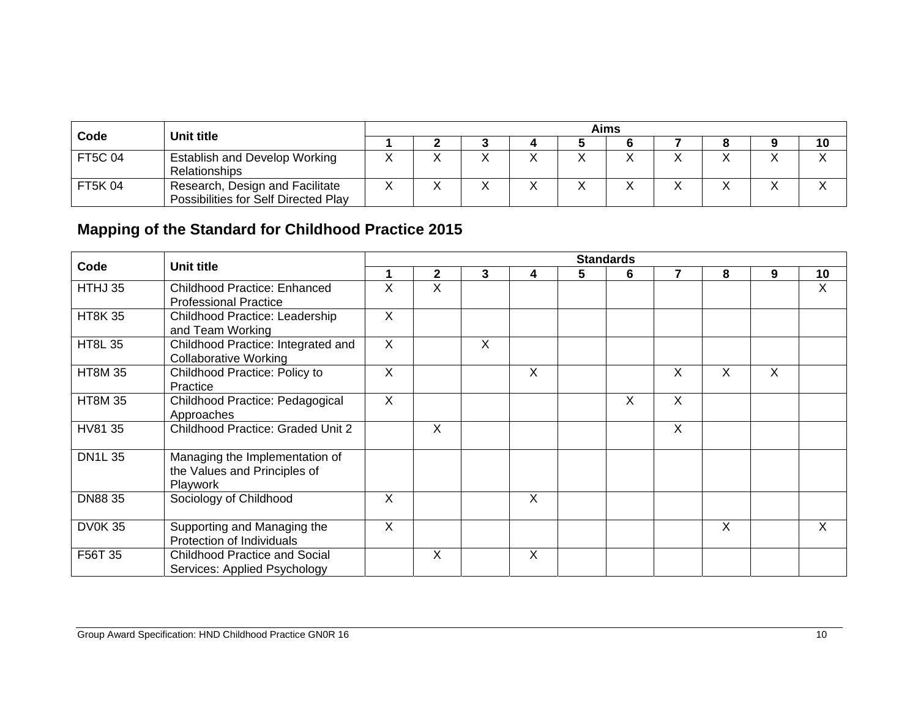| Code | Unit title | Aims | | | | | | | | | |
|---|---|---|---|---|---|---|---|---|---|---|---|
| | | 1 | 2 | 3 | 4 | 5 | 6 | 7 | 8 | 9 | 10 |
| FT5C 04 | Establish and Develop Working Relationships | X | X | X | X | X | X | X | X | X | X |
| FT5K 04 | Research, Design and Facilitate Possibilities for Self Directed Play | X | X | X | X | X | X | X | X | X | X |

## Mapping of the Standard for Childhood Practice 2015

| Code | Unit title | Standards | | | | | | | | | |
|---|---|---|---|---|---|---|---|---|---|---|---|
| | | 1 | 2 | 3 | 4 | 5 | 6 | 7 | 8 | 9 | 10 |
| HTHJ 35 | Childhood Practice: Enhanced Professional Practice | X | X | | | | | | | | X |
| HT8K 35 | Childhood Practice: Leadership and Team Working | X | | | | | | | | | |
| HT8L 35 | Childhood Practice: Integrated and Collaborative Working | X | | X | | | | | | | |
| HT8M 35 | Childhood Practice: Policy to Practice | X | | | X | | | X | X | X | |
| HT8M 35 | Childhood Practice: Pedagogical Approaches | X | | | | | X | X | | | |
| HV81 35 | Childhood Practice: Graded Unit 2 | | X | | | | | X | | | |
| DN1L 35 | Managing the Implementation of the Values and Principles of Playwork | | | | | | | | | | |
| DN88 35 | Sociology of Childhood | X | | | X | | | | | | |
| DV0K 35 | Supporting and Managing the Protection of Individuals | X | | | | | | | X | | X |
| F56T 35 | Childhood Practice and Social Services: Applied Psychology | | X | | X | | | | | | |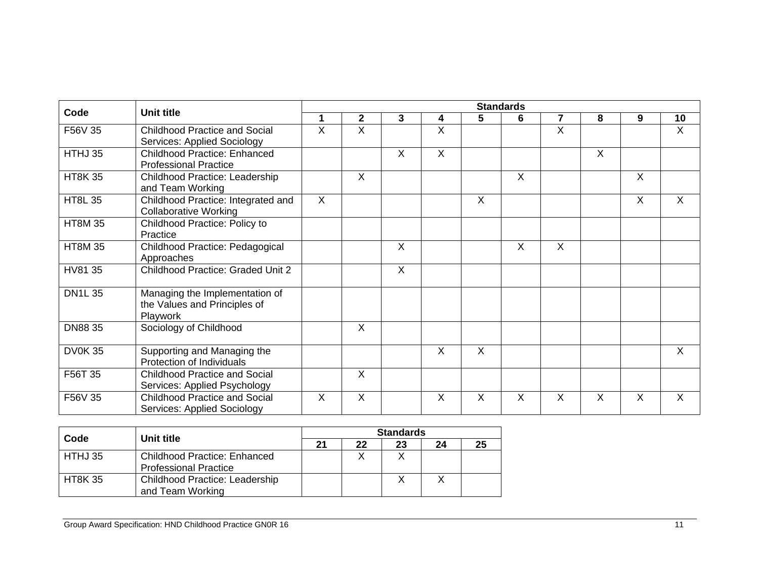| Code | Unit title | Standards | | | | | | | | | |
|---|---|---|---|---|---|---|---|---|---|---|---|
| | | 1 | 2 | 3 | 4 | 5 | 6 | 7 | 8 | 9 | 10 |
| F56V 35 | Childhood Practice and Social Services: Applied Sociology | X | X | | X | | | X | | | X |
| HTHJ 35 | Childhood Practice: Enhanced Professional Practice | | | X | X | | | | X | | |
| HT8K 35 | Childhood Practice: Leadership and Team Working | | X | | | | X | | | X | |
| HT8L 35 | Childhood Practice: Integrated and Collaborative Working | X | | | | X | | | | X | X |
| HT8M 35 | Childhood Practice: Policy to Practice | | | | | | | | | | |
| HT8M 35 | Childhood Practice: Pedagogical Approaches | | | X | | | X | X | | | |
| HV81 35 | Childhood Practice: Graded Unit 2 | | | X | | | | | | | |
| DN1L 35 | Managing the Implementation of the Values and Principles of Playwork | | | | | | | | | | |
| DN88 35 | Sociology of Childhood | | X | | | | | | | | |
| DV0K 35 | Supporting and Managing the Protection of Individuals | | | | X | X | | | | | X |
| F56T 35 | Childhood Practice and Social Services: Applied Psychology | | X | | | | | | | | |
| F56V 35 | Childhood Practice and Social Services: Applied Sociology | X | X | | X | X | X | X | X | X | X |

| Code | Unit title | Standards | | | | |
|---|---|---|---|---|---|---|
| | | 21 | 22 | 23 | 24 | 25 |
| HTHJ 35 | Childhood Practice: Enhanced Professional Practice | | X | X | | |
| HT8K 35 | Childhood Practice: Leadership and Team Working | | | X | X | |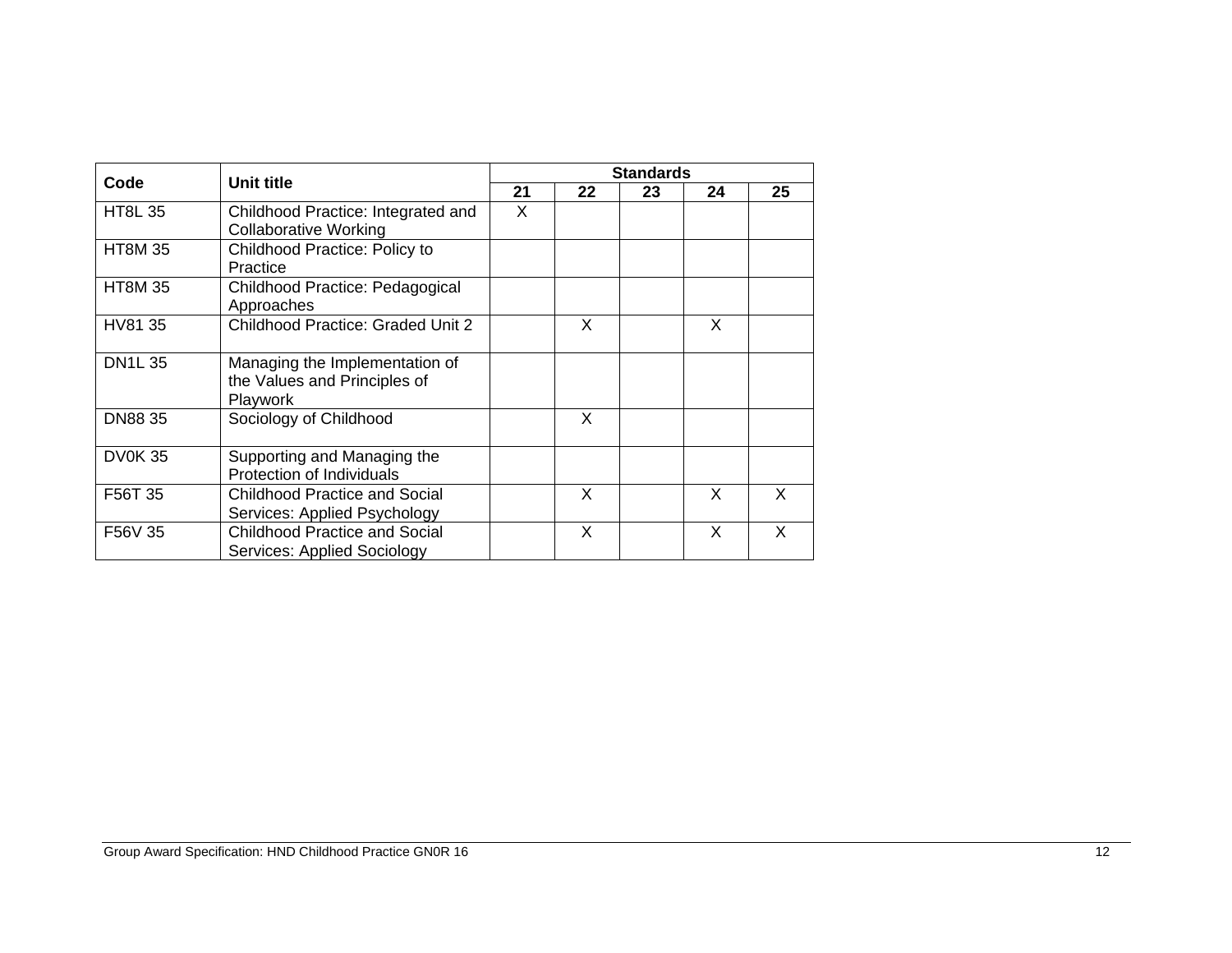| Code | Unit title | Standards | | | | |
|---|---|---|---|---|---|---|
| | | 21 | 22 | 23 | 24 | 25 |
| HT8L 35 | Childhood Practice: Integrated and Collaborative Working | X | | | | |
| HT8M 35 | Childhood Practice: Policy to Practice | | | | | |
| HT8M 35 | Childhood Practice: Pedagogical Approaches | | | | | |
| HV81 35 | Childhood Practice: Graded Unit 2 | | X | | X | |
| DN1L 35 | Managing the Implementation of the Values and Principles of Playwork | | | | | |
| DN88 35 | Sociology of Childhood | | X | | | |
| DV0K 35 | Supporting and Managing the Protection of Individuals | | | | | |
| F56T 35 | Childhood Practice and Social Services: Applied Psychology | | X | | X | X |
| F56V 35 | Childhood Practice and Social Services: Applied Sociology | | X | | X | X |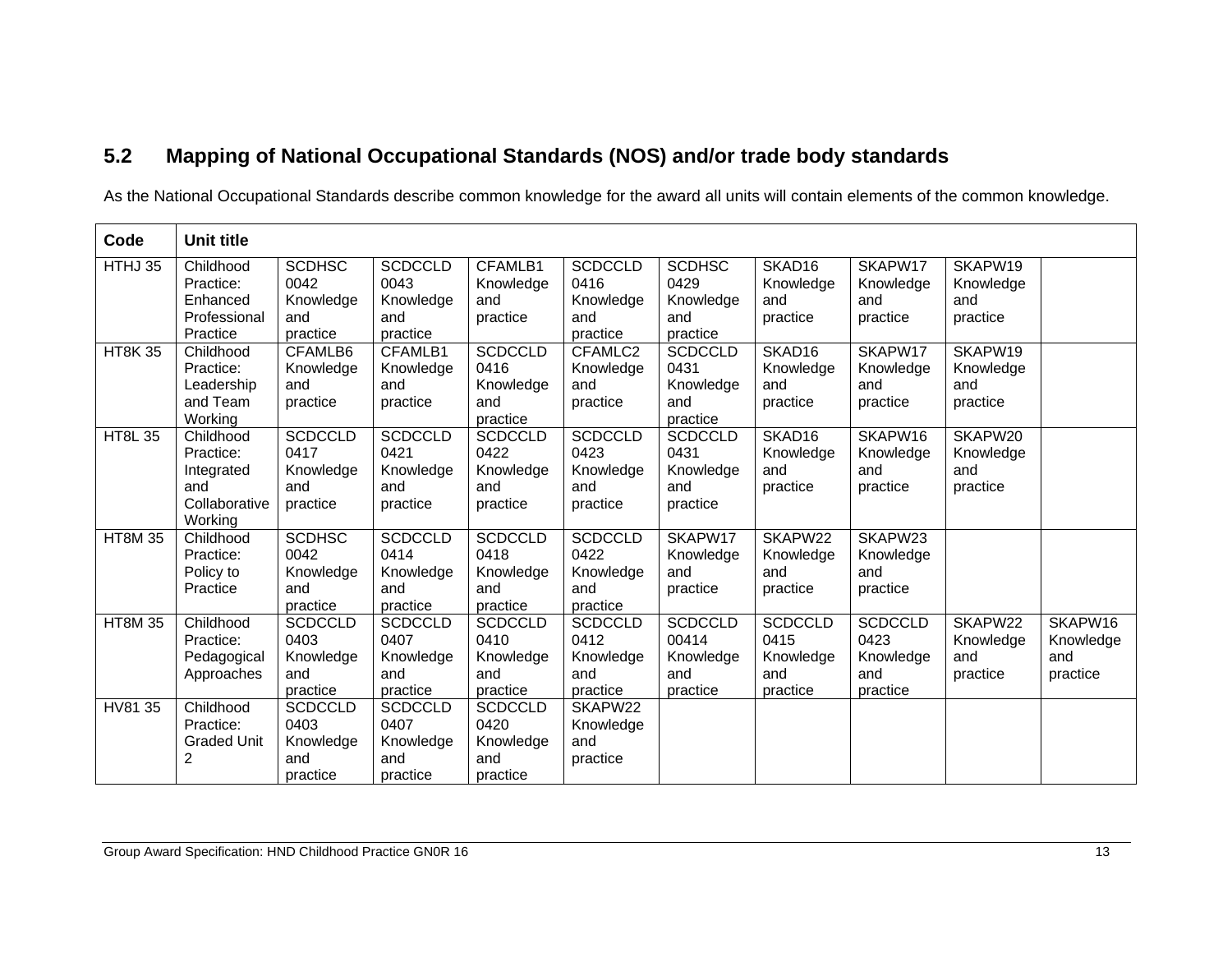## 5.2 Mapping of National Occupational Standards (NOS) and/or trade body standards

As the National Occupational Standards describe common knowledge for the award all units will contain elements of the common knowledge.

| Code | Unit title | | | | | | | | | |
|---|---|---|---|---|---|---|---|---|---|---|
| HTHJ 35 | Childhood Practice: Enhanced Professional Practice | SCDHSC 0042 Knowledge and practice | SCDCCLD 0043 Knowledge and practice | CFAMLB1 Knowledge and practice | SCDCCLD 0416 Knowledge and practice | SCDHSC 0429 Knowledge and practice | SKAD16 Knowledge and practice | SKAPW17 Knowledge and practice | SKAPW19 Knowledge and practice | |
| HT8K 35 | Childhood Practice: Leadership and Team Working | CFAMLB6 Knowledge and practice | CFAMLB1 Knowledge and practice | SCDCCLD 0416 Knowledge and practice | CFAMLC2 Knowledge and practice | SCDCCLD 0431 Knowledge and practice | SKAD16 Knowledge and practice | SKAPW17 Knowledge and practice | SKAPW19 Knowledge and practice | |
| HT8L 35 | Childhood Practice: Integrated and Collaborative Working | SCDCCLD 0417 Knowledge and practice | SCDCCLD 0421 Knowledge and practice | SCDCCLD 0422 Knowledge and practice | SCDCCLD 0423 Knowledge and practice | SCDCCLD 0431 Knowledge and practice | SKAD16 Knowledge and practice | SKAPW16 Knowledge and practice | SKAPW20 Knowledge and practice | |
| HT8M 35 | Childhood Practice: Policy to Practice | SCDHSC 0042 Knowledge and practice | SCDCCLD 0414 Knowledge and practice | SCDCCLD 0418 Knowledge and practice | SCDCCLD 0422 Knowledge and practice | SKAPW17 Knowledge and practice | SKAPW22 Knowledge and practice | SKAPW23 Knowledge and practice | | |
| HT8M 35 | Childhood Practice: Pedagogical Approaches | SCDCCLD 0403 Knowledge and practice | SCDCCLD 0407 Knowledge and practice | SCDCCLD 0410 Knowledge and practice | SCDCCLD 0412 Knowledge and practice | SCDCCLD 00414 Knowledge and practice | SCDCCLD 0415 Knowledge and practice | SCDCCLD 0423 Knowledge and practice | SKAPW22 Knowledge and practice | SKAPW16 Knowledge and practice |
| HV81 35 | Childhood Practice: Graded Unit 2 | SCDCCLD 0403 Knowledge and practice | SCDCCLD 0407 Knowledge and practice | SCDCCLD 0420 Knowledge and practice | SKAPW22 Knowledge and practice | | | | | |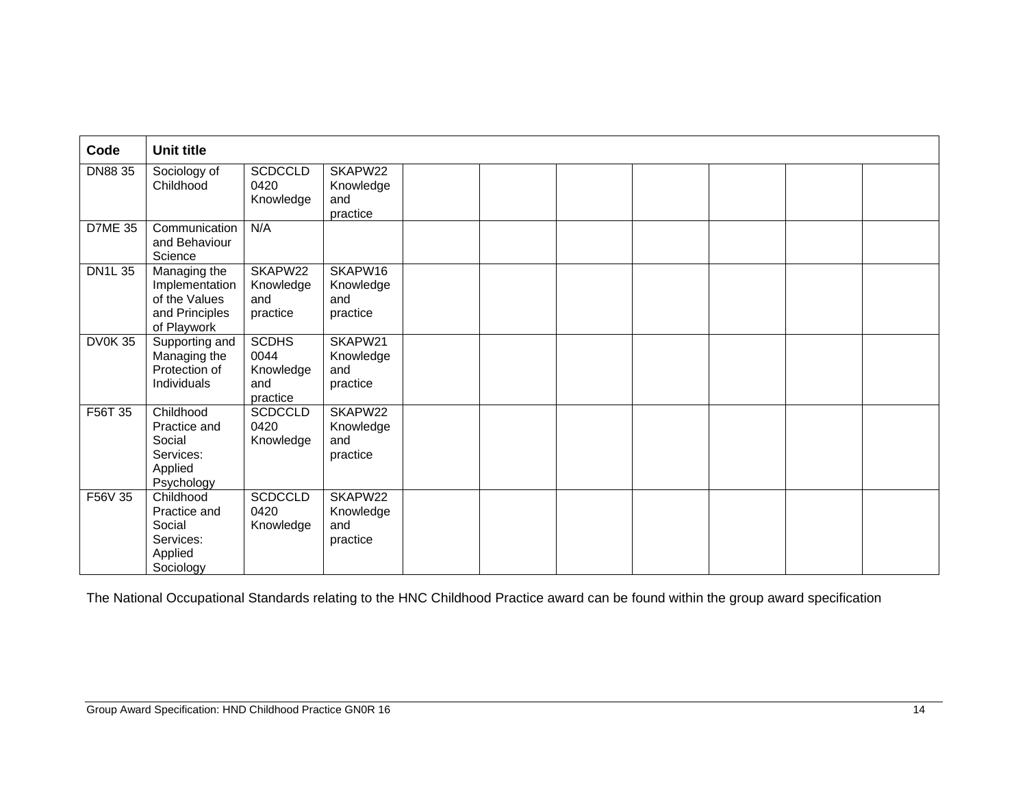| Code | Unit title | | | | | | | | | |
|---|---|---|---|---|---|---|---|---|---|---|
| DN88 35 | Sociology of Childhood | SCDCCLD 0420 Knowledge | SKAPW22 Knowledge and practice | | | | | | | |
| D7ME 35 | Communication and Behaviour Science | N/A | | | | | | | | |
| DN1L 35 | Managing the Implementation of the Values and Principles of Playwork | SKAPW22 Knowledge and practice | SKAPW16 Knowledge and practice | | | | | | | |
| DV0K 35 | Supporting and Managing the Protection of Individuals | SCDHS 0044 Knowledge and practice | SKAPW21 Knowledge and practice | | | | | | | |
| F56T 35 | Childhood Practice and Social Services: Applied Psychology | SCDCCLD 0420 Knowledge | SKAPW22 Knowledge and practice | | | | | | | |
| F56V 35 | Childhood Practice and Social Services: Applied Sociology | SCDCCLD 0420 Knowledge | SKAPW22 Knowledge and practice | | | | | | | |

The National Occupational Standards relating to the HNC Childhood Practice award can be found within the group award specification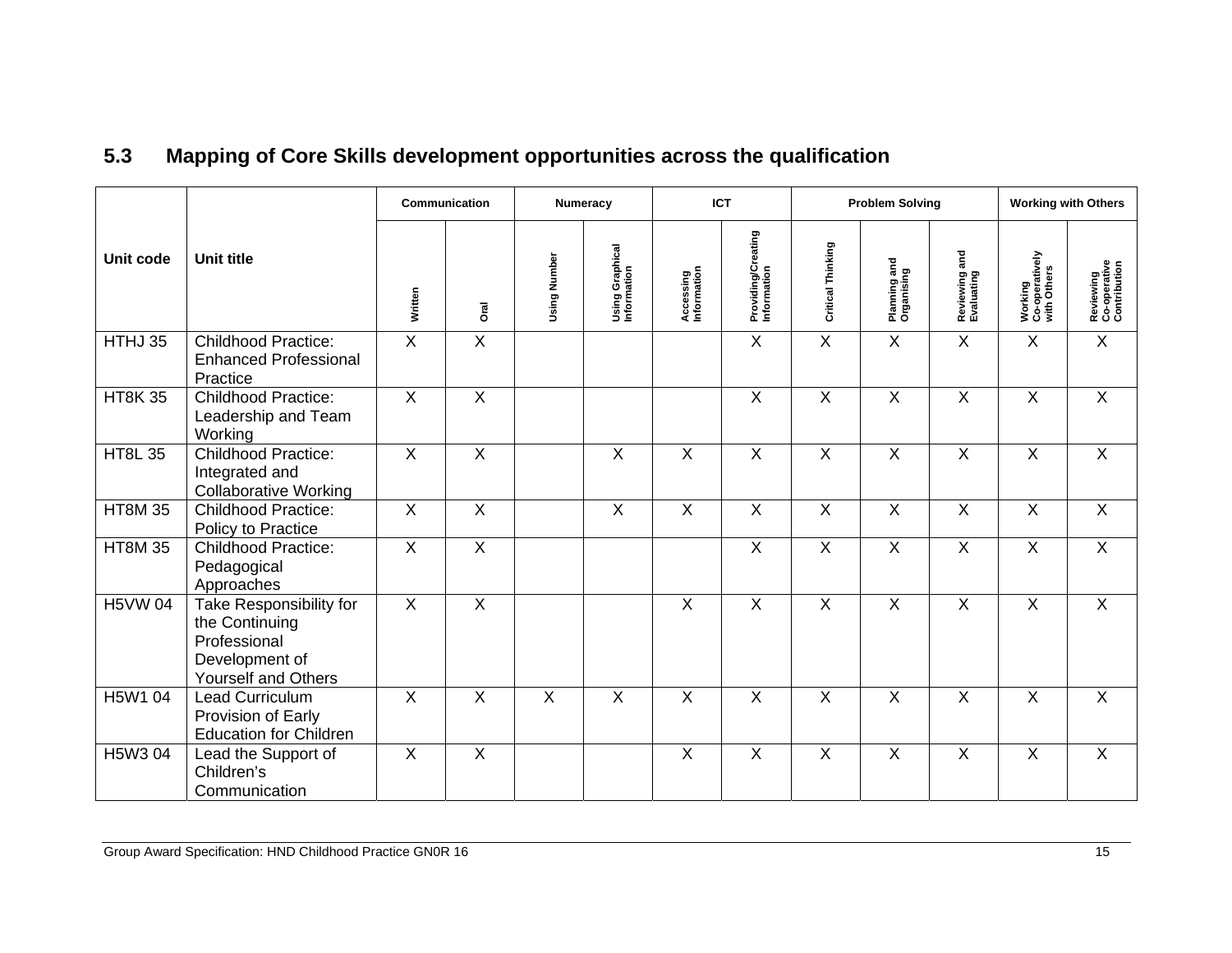## 5.3 Mapping of Core Skills development opportunities across the qualification

| Unit code | Unit title | Communication | | Numeracy | | ICT | | Problem Solving | | | Working with Others | |
|---|---|---|---|---|---|---|---|---|---|---|---|---|
| | | Written | Oral | Using Number | Using Graphical Information | Accessing Information | Providing/Creating Information | Critical Thinking | Planning and Organising | Reviewing and Evaluating | Working Co-operatively with Others | Reviewing Co-operative Contribution |
| HTHJ 35 | Childhood Practice: Enhanced Professional Practice | X | X | | | | X | X | X | X | X | X |
| HT8K 35 | Childhood Practice: Leadership and Team Working | X | X | | | | X | X | X | X | X | X |
| HT8L 35 | Childhood Practice: Integrated and Collaborative Working | X | X | | X | X | X | X | X | X | X | X |
| HT8M 35 | Childhood Practice: Policy to Practice | X | X | | X | X | X | X | X | X | X | X |
| HT8M 35 | Childhood Practice: Pedagogical Approaches | X | X | | | | X | X | X | X | X | X |
| H5VW 04 | Take Responsibility for the Continuing Professional Development of Yourself and Others | X | X | | | X | X | X | X | X | X | X |
| H5W1 04 | Lead Curriculum Provision of Early Education for Children | X | X | X | X | X | X | X | X | X | X | X |
| H5W3 04 | Lead the Support of Children's Communication | X | X | | | X | X | X | X | X | X | X |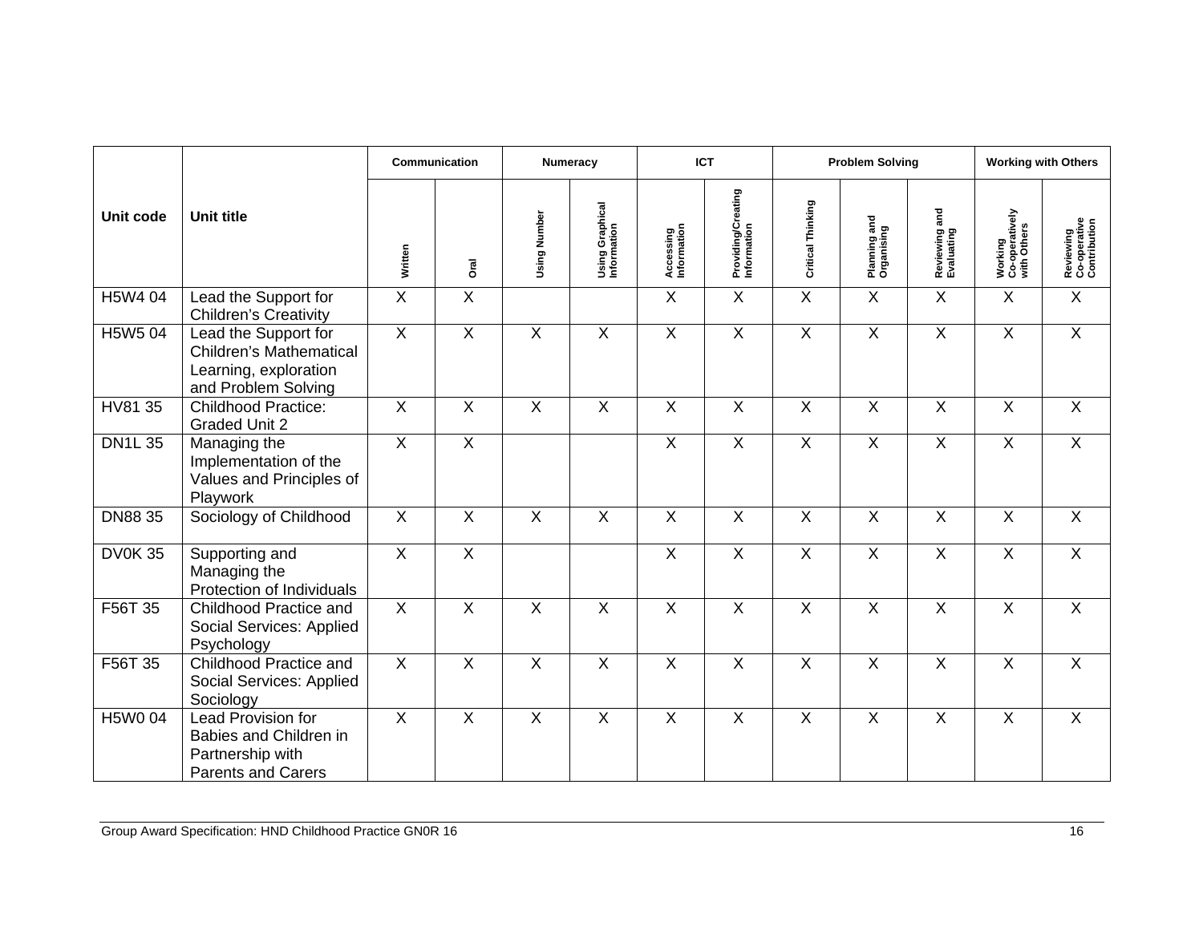| Unit code | Unit title | Communication | | Numeracy | | ICT | | Problem Solving | | | Working with Others | |
|---|---|---|---|---|---|---|---|---|---|---|---|---|
| | | Written | Oral | Using Number | Using Graphical Information | Accessing Information | Providing/Creating Information | Critical Thinking | Planning and Organising | Reviewing and Evaluating | Working Co-operatively with Others | Reviewing Co-operative Contribution |
| H5W4 04 | Lead the Support for Children's Creativity | X | X | | | X | X | X | X | X | X | X |
| H5W5 04 | Lead the Support for Children's Mathematical Learning, exploration and Problem Solving | X | X | X | X | X | X | X | X | X | X | X |
| HV81 35 | Childhood Practice: Graded Unit 2 | X | X | X | X | X | X | X | X | X | X | X |
| DN1L 35 | Managing the Implementation of the Values and Principles of Playwork | X | X | | | X | X | X | X | X | X | X |
| DN88 35 | Sociology of Childhood | X | X | X | X | X | X | X | X | X | X | X |
| DV0K 35 | Supporting and Managing the Protection of Individuals | X | X | | | X | X | X | X | X | X | X |
| F56T 35 | Childhood Practice and Social Services: Applied Psychology | X | X | X | X | X | X | X | X | X | X | X |
| F56T 35 | Childhood Practice and Social Services: Applied Sociology | X | X | X | X | X | X | X | X | X | X | X |
| H5W0 04 | Lead Provision for Babies and Children in Partnership with Parents and Carers | X | X | X | X | X | X | X | X | X | X | X |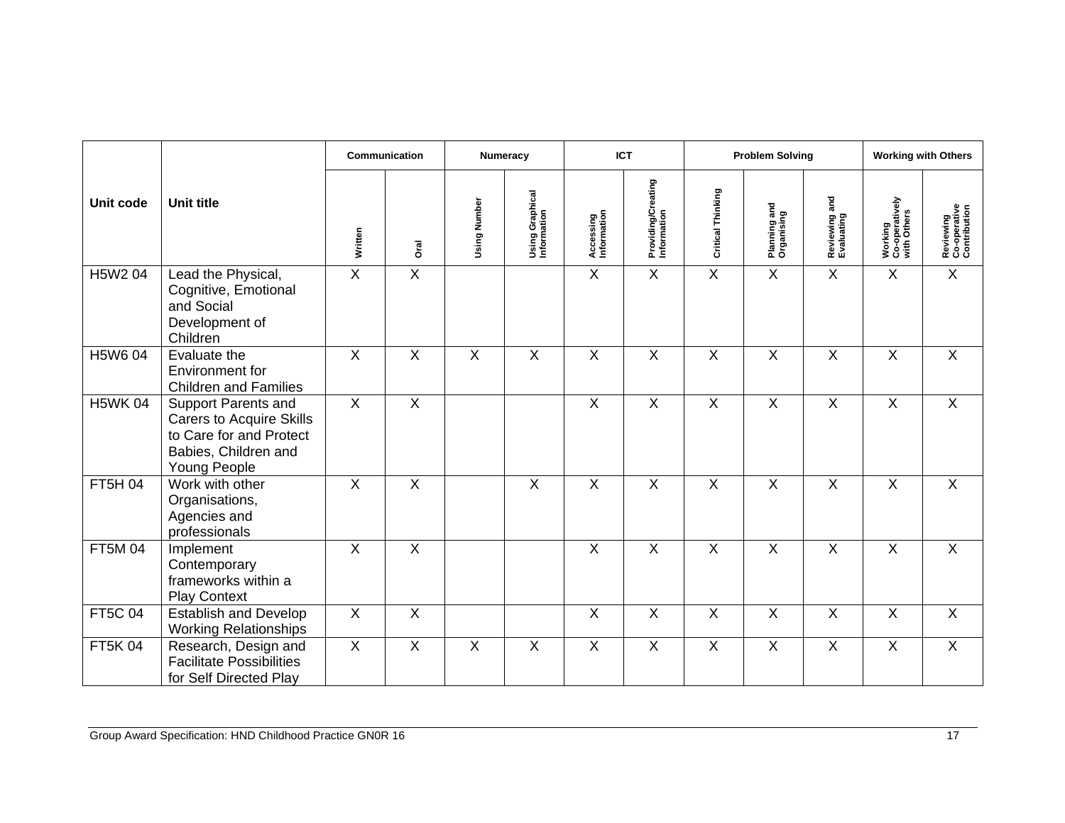| Unit code | Unit title | Communication | | Numeracy | | ICT | | Problem Solving | | | Working with Others | |
|---|---|---|---|---|---|---|---|---|---|---|---|---|
| | | Written | Oral | Using Number | Using Graphical Information | Accessing Information | Providing/Creating Information | Critical Thinking | Planning and Organising | Reviewing and Evaluating | Working Co-operatively with Others | Reviewing Co-operative Contribution |
| H5W2 04 | Lead the Physical, Cognitive, Emotional and Social Development of Children | X | X | | | X | X | X | X | X | X | X |
| H5W6 04 | Evaluate the Environment for Children and Families | X | X | X | X | X | X | X | X | X | X | X |
| H5WK 04 | Support Parents and Carers to Acquire Skills to Care for and Protect Babies, Children and Young People | X | X | | | X | X | X | X | X | X | X |
| FT5H 04 | Work with other Organisations, Agencies and professionals | X | X | | X | X | X | X | X | X | X | X |
| FT5M 04 | Implement Contemporary frameworks within a Play Context | X | X | | | X | X | X | X | X | X | X |
| FT5C 04 | Establish and Develop Working Relationships | X | X | | | X | X | X | X | X | X | X |
| FT5K 04 | Research, Design and Facilitate Possibilities for Self Directed Play | X | X | X | X | X | X | X | X | X | X | X |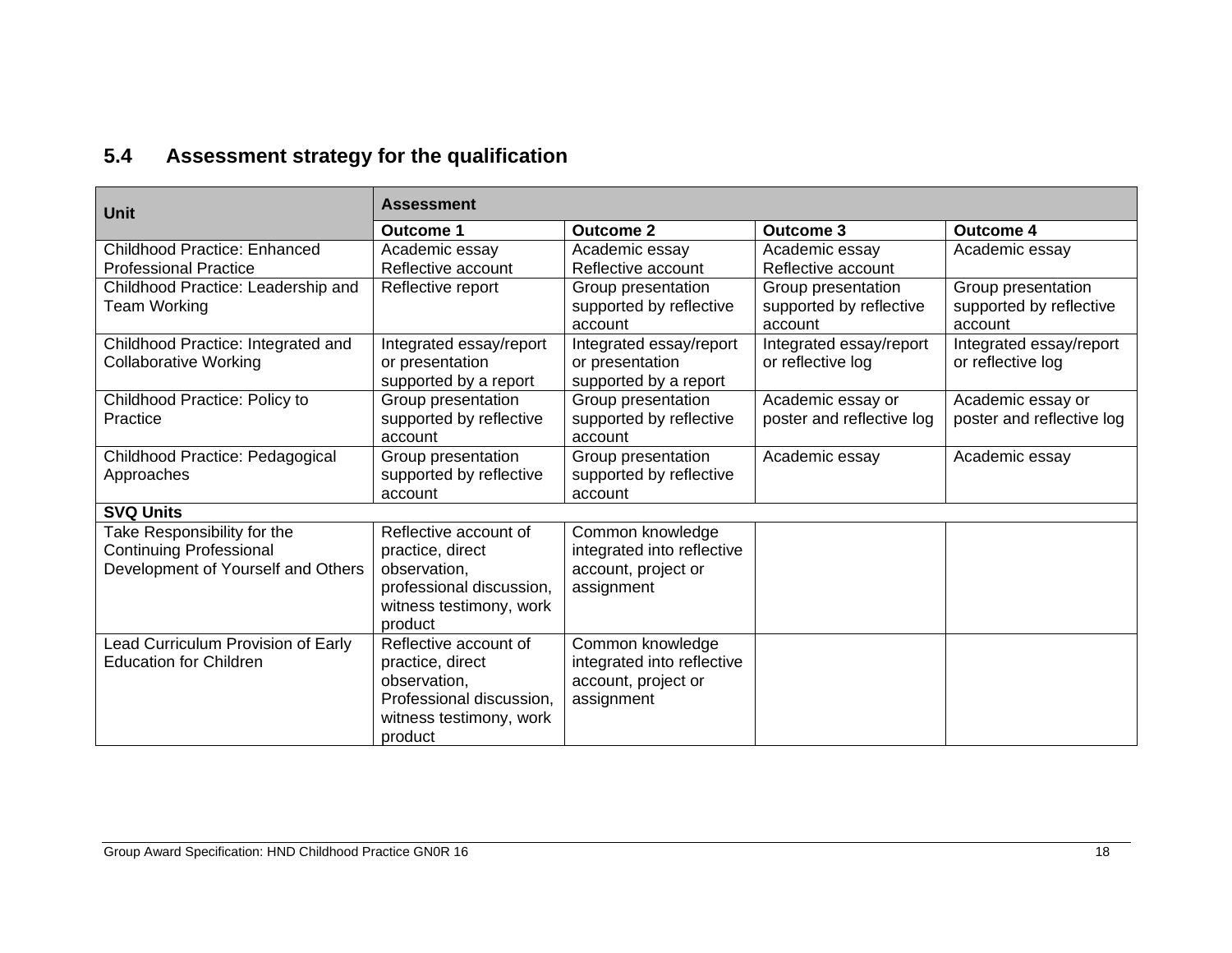## 5.4 Assessment strategy for the qualification

| Unit | Assessment | | | |
|---|---|---|---|---|
| | **Outcome 1** | **Outcome 2** | **Outcome 3** | **Outcome 4** |
| Childhood Practice: Enhanced Professional Practice | Academic essay Reflective account | Academic essay Reflective account | Academic essay Reflective account | Academic essay |
| Childhood Practice: Leadership and Team Working | Reflective report | Group presentation supported by reflective account | Group presentation supported by reflective account | Group presentation supported by reflective account |
| Childhood Practice: Integrated and Collaborative Working | Integrated essay/report or presentation supported by a report | Integrated essay/report or presentation supported by a report | Integrated essay/report or reflective log | Integrated essay/report or reflective log |
| Childhood Practice: Policy to Practice | Group presentation supported by reflective account | Group presentation supported by reflective account | Academic essay or poster and reflective log | Academic essay or poster and reflective log |
| Childhood Practice: Pedagogical Approaches | Group presentation supported by reflective account | Group presentation supported by reflective account | Academic essay | Academic essay |
| **SVQ Units** | | | | |
| Take Responsibility for the Continuing Professional Development of Yourself and Others | Reflective account of practice, direct observation, professional discussion, witness testimony, work product | Common knowledge integrated into reflective account, project or assignment | | |
| Lead Curriculum Provision of Early Education for Children | Reflective account of practice, direct observation, Professional discussion, witness testimony, work product | Common knowledge integrated into reflective account, project or assignment | | |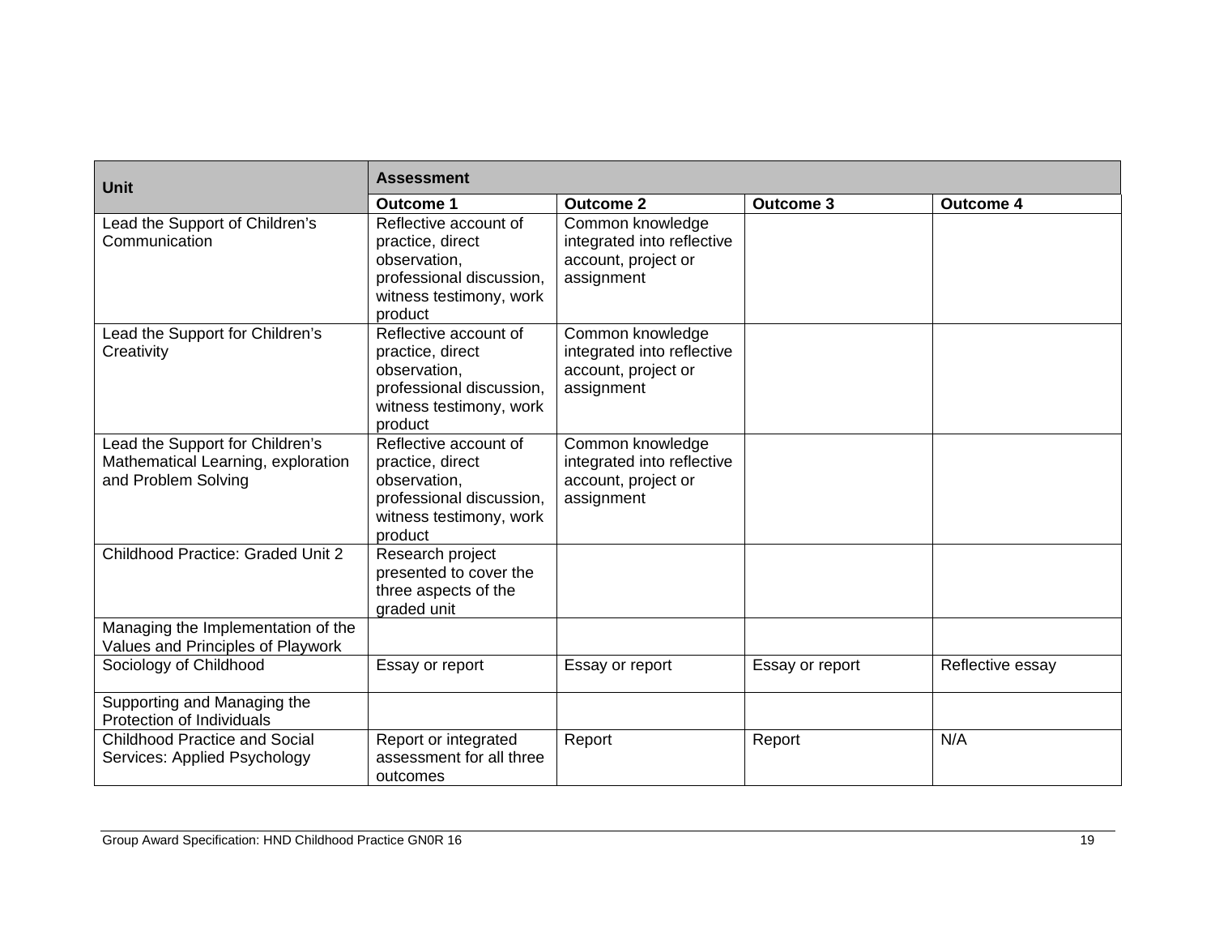| Unit | Assessment | | | |
|---|---|---|---|---|
| | **Outcome 1** | **Outcome 2** | **Outcome 3** | **Outcome 4** |
| Lead the Support of Children's Communication | Reflective account of practice, direct observation, professional discussion, witness testimony, work product | Common knowledge integrated into reflective account, project or assignment | | |
| Lead the Support for Children's Creativity | Reflective account of practice, direct observation, professional discussion, witness testimony, work product | Common knowledge integrated into reflective account, project or assignment | | |
| Lead the Support for Children's Mathematical Learning, exploration and Problem Solving | Reflective account of practice, direct observation, professional discussion, witness testimony, work product | Common knowledge integrated into reflective account, project or assignment | | |
| Childhood Practice: Graded Unit 2 | Research project presented to cover the three aspects of the graded unit | | | |
| Managing the Implementation of the Values and Principles of Playwork | | | | |
| Sociology of Childhood | Essay or report | Essay or report | Essay or report | Reflective essay |
| Supporting and Managing the Protection of Individuals | | | | |
| Childhood Practice and Social Services: Applied Psychology | Report or integrated assessment for all three outcomes | Report | Report | N/A |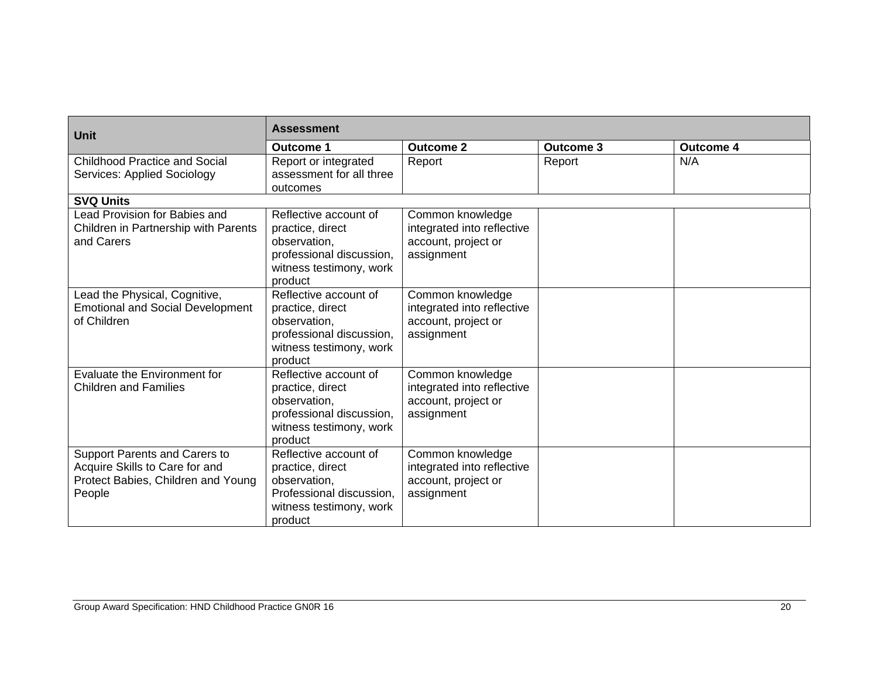| Unit | Assessment | | | |
|---|---|---|---|---|
| | **Outcome 1** | **Outcome 2** | **Outcome 3** | **Outcome 4** |
| Childhood Practice and Social Services: Applied Sociology | Report or integrated assessment for all three outcomes | Report | Report | N/A |
| **SVQ Units** | | | | |
| Lead Provision for Babies and Children in Partnership with Parents and Carers | Reflective account of practice, direct observation, professional discussion, witness testimony, work product | Common knowledge integrated into reflective account, project or assignment | | |
| Lead the Physical, Cognitive, Emotional and Social Development of Children | Reflective account of practice, direct observation, professional discussion, witness testimony, work product | Common knowledge integrated into reflective account, project or assignment | | |
| Evaluate the Environment for Children and Families | Reflective account of practice, direct observation, professional discussion, witness testimony, work product | Common knowledge integrated into reflective account, project or assignment | | |
| Support Parents and Carers to Acquire Skills to Care for and Protect Babies, Children and Young People | Reflective account of practice, direct observation, Professional discussion, witness testimony, work product | Common knowledge integrated into reflective account, project or assignment | | |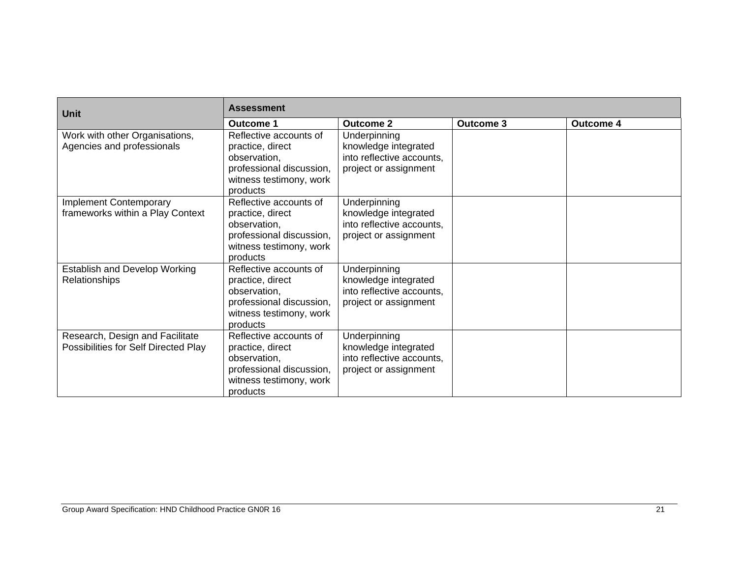| Unit | Assessment | | | |
|---|---|---|---|---|
| | Outcome 1 | Outcome 2 | Outcome 3 | Outcome 4 |
| Work with other Organisations, Agencies and professionals | Reflective accounts of practice, direct observation, professional discussion, witness testimony, work products | Underpinning knowledge integrated into reflective accounts, project or assignment | | |
| Implement Contemporary frameworks within a Play Context | Reflective accounts of practice, direct observation, professional discussion, witness testimony, work products | Underpinning knowledge integrated into reflective accounts, project or assignment | | |
| Establish and Develop Working Relationships | Reflective accounts of practice, direct observation, professional discussion, witness testimony, work products | Underpinning knowledge integrated into reflective accounts, project or assignment | | |
| Research, Design and Facilitate Possibilities for Self Directed Play | Reflective accounts of practice, direct observation, professional discussion, witness testimony, work products | Underpinning knowledge integrated into reflective accounts, project or assignment | | |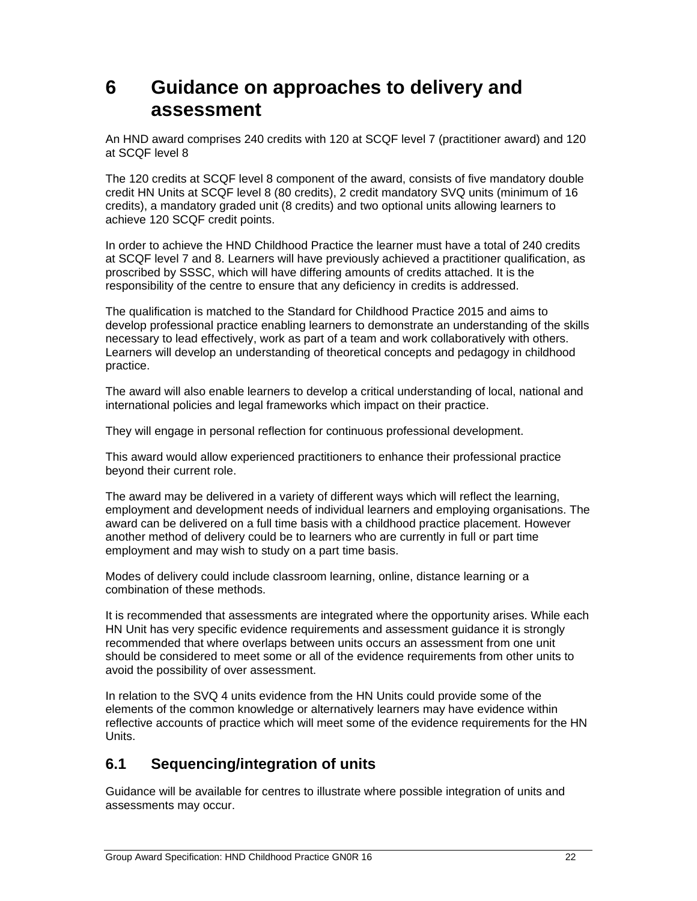# 6 Guidance on approaches to delivery and assessment

An HND award comprises 240 credits with 120 at SCQF level 7 (practitioner award) and 120 at SCQF level 8

The 120 credits at SCQF level 8 component of the award, consists of five mandatory double credit HN Units at SCQF level 8 (80 credits), 2 credit mandatory SVQ units (minimum of 16 credits), a mandatory graded unit (8 credits) and two optional units allowing learners to achieve 120 SCQF credit points.

In order to achieve the HND Childhood Practice the learner must have a total of 240 credits at SCQF level 7 and 8. Learners will have previously achieved a practitioner qualification, as proscribed by SSSC, which will have differing amounts of credits attached. It is the responsibility of the centre to ensure that any deficiency in credits is addressed.

The qualification is matched to the Standard for Childhood Practice 2015 and aims to develop professional practice enabling learners to demonstrate an understanding of the skills necessary to lead effectively, work as part of a team and work collaboratively with others. Learners will develop an understanding of theoretical concepts and pedagogy in childhood practice.

The award will also enable learners to develop a critical understanding of local, national and international policies and legal frameworks which impact on their practice.

They will engage in personal reflection for continuous professional development.

This award would allow experienced practitioners to enhance their professional practice beyond their current role.

The award may be delivered in a variety of different ways which will reflect the learning, employment and development needs of individual learners and employing organisations. The award can be delivered on a full time basis with a childhood practice placement. However another method of delivery could be to learners who are currently in full or part time employment and may wish to study on a part time basis.

Modes of delivery could include classroom learning, online, distance learning or a combination of these methods.

It is recommended that assessments are integrated where the opportunity arises. While each HN Unit has very specific evidence requirements and assessment guidance it is strongly recommended that where overlaps between units occurs an assessment from one unit should be considered to meet some or all of the evidence requirements from other units to avoid the possibility of over assessment.

In relation to the SVQ 4 units evidence from the HN Units could provide some of the elements of the common knowledge or alternatively learners may have evidence within reflective accounts of practice which will meet some of the evidence requirements for the HN Units.

## 6.1 Sequencing/integration of units

Guidance will be available for centres to illustrate where possible integration of units and assessments may occur.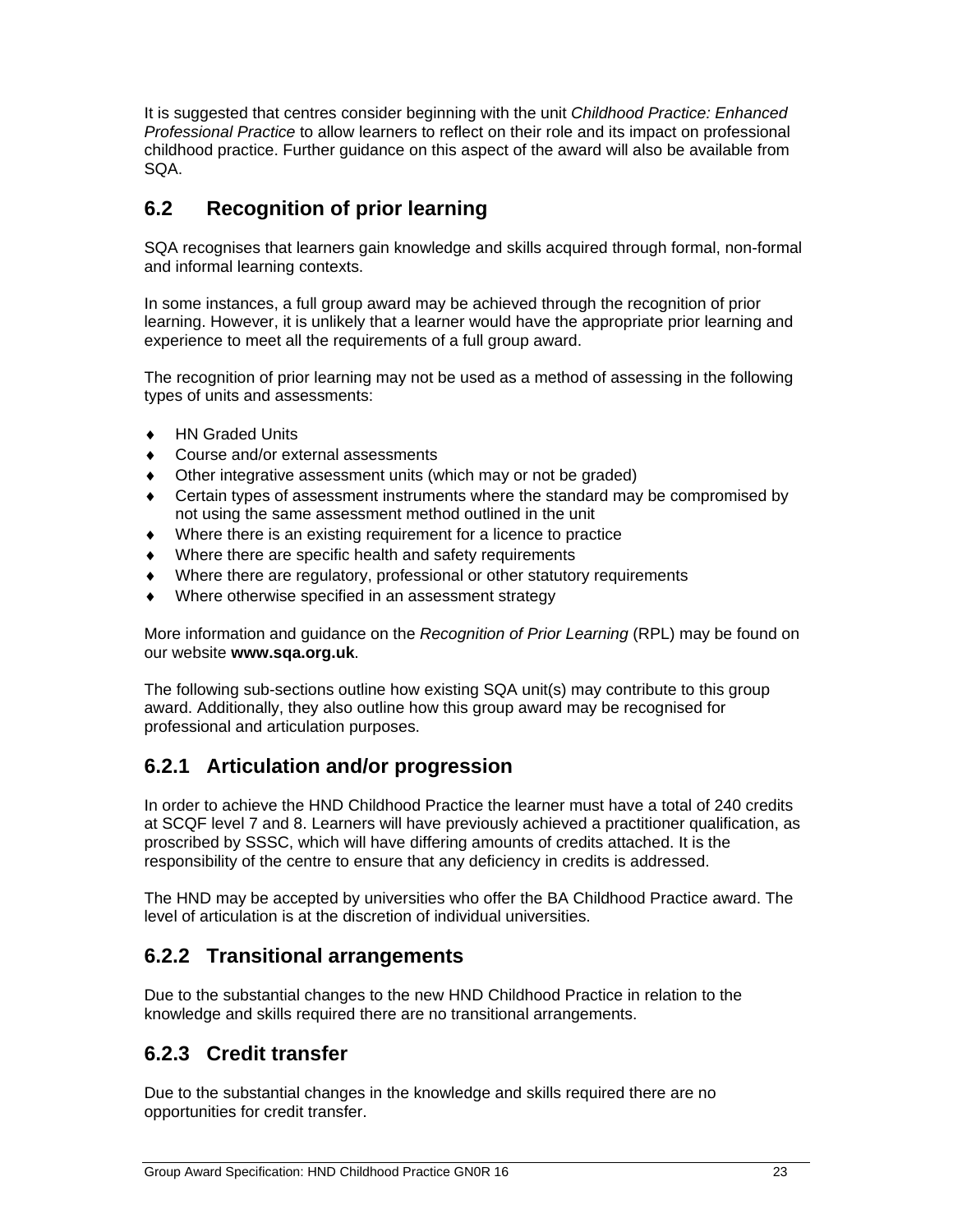It is suggested that centres consider beginning with the unit *Childhood Practice: Enhanced Professional Practice* to allow learners to reflect on their role and its impact on professional childhood practice. Further guidance on this aspect of the award will also be available from SQA.

## 6.2 Recognition of prior learning

SQA recognises that learners gain knowledge and skills acquired through formal, non-formal and informal learning contexts.

In some instances, a full group award may be achieved through the recognition of prior learning. However, it is unlikely that a learner would have the appropriate prior learning and experience to meet all the requirements of a full group award.

The recognition of prior learning may not be used as a method of assessing in the following types of units and assessments:

- HN Graded Units
- Course and/or external assessments
- Other integrative assessment units (which may or not be graded)
- Certain types of assessment instruments where the standard may be compromised by not using the same assessment method outlined in the unit
- Where there is an existing requirement for a licence to practice
- Where there are specific health and safety requirements
- Where there are regulatory, professional or other statutory requirements
- Where otherwise specified in an assessment strategy

More information and guidance on the *Recognition of Prior Learning* (RPL) may be found on our website **www.sqa.org.uk**.

The following sub-sections outline how existing SQA unit(s) may contribute to this group award. Additionally, they also outline how this group award may be recognised for professional and articulation purposes.

### 6.2.1 Articulation and/or progression

In order to achieve the HND Childhood Practice the learner must have a total of 240 credits at SCQF level 7 and 8. Learners will have previously achieved a practitioner qualification, as proscribed by SSSC, which will have differing amounts of credits attached. It is the responsibility of the centre to ensure that any deficiency in credits is addressed.

The HND may be accepted by universities who offer the BA Childhood Practice award. The level of articulation is at the discretion of individual universities.

### 6.2.2 Transitional arrangements

Due to the substantial changes to the new HND Childhood Practice in relation to the knowledge and skills required there are no transitional arrangements.

### 6.2.3 Credit transfer

Due to the substantial changes in the knowledge and skills required there are no opportunities for credit transfer.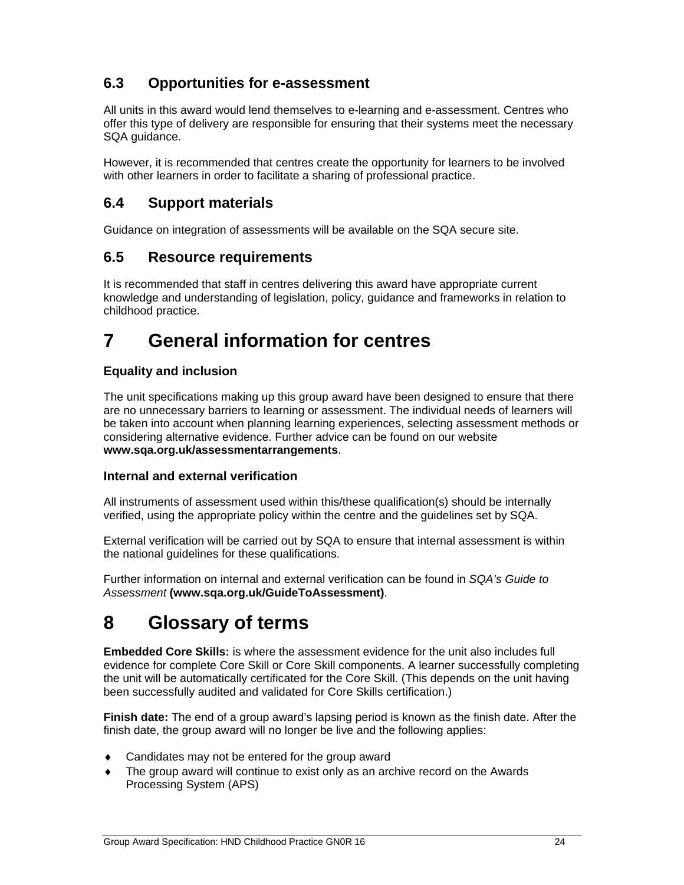## 6.3 Opportunities for e-assessment

All units in this award would lend themselves to e-learning and e-assessment. Centres who offer this type of delivery are responsible for ensuring that their systems meet the necessary SQA guidance.

However, it is recommended that centres create the opportunity for learners to be involved with other learners in order to facilitate a sharing of professional practice.

## 6.4 Support materials

Guidance on integration of assessments will be available on the SQA secure site.

## 6.5 Resource requirements

It is recommended that staff in centres delivering this award have appropriate current knowledge and understanding of legislation, policy, guidance and frameworks in relation to childhood practice.

# 7 General information for centres

### Equality and inclusion

The unit specifications making up this group award have been designed to ensure that there are no unnecessary barriers to learning or assessment. The individual needs of learners will be taken into account when planning learning experiences, selecting assessment methods or considering alternative evidence. Further advice can be found on our website **www.sqa.org.uk/assessmentarrangements**.

### Internal and external verification

All instruments of assessment used within this/these qualification(s) should be internally verified, using the appropriate policy within the centre and the guidelines set by SQA.

External verification will be carried out by SQA to ensure that internal assessment is within the national guidelines for these qualifications.

Further information on internal and external verification can be found in *SQA's Guide to Assessment* **(www.sqa.org.uk/GuideToAssessment)**.

# 8 Glossary of terms

**Embedded Core Skills:** is where the assessment evidence for the unit also includes full evidence for complete Core Skill or Core Skill components. A learner successfully completing the unit will be automatically certificated for the Core Skill. (This depends on the unit having been successfully audited and validated for Core Skills certification.)

**Finish date:** The end of a group award's lapsing period is known as the finish date. After the finish date, the group award will no longer be live and the following applies:

- Candidates may not be entered for the group award
- The group award will continue to exist only as an archive record on the Awards Processing System (APS)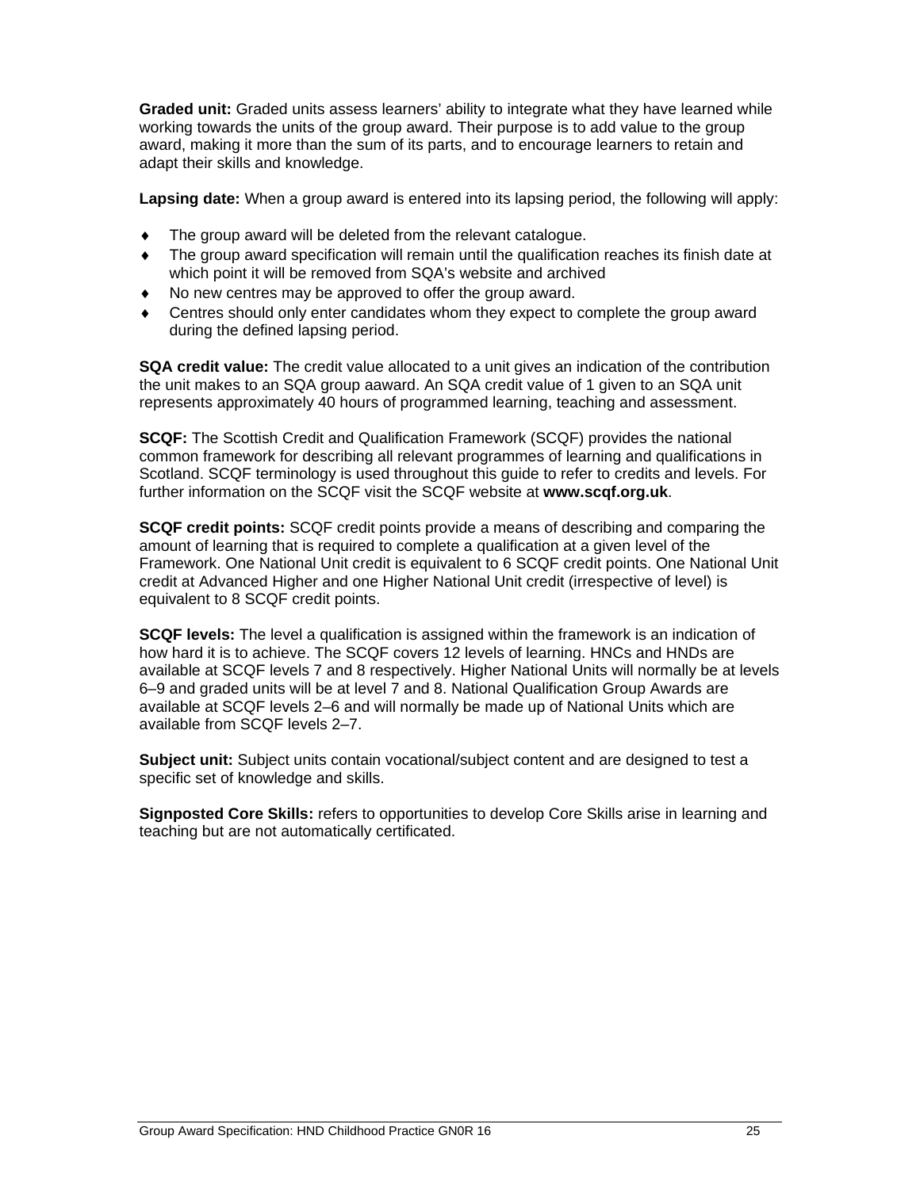**Graded unit:** Graded units assess learners' ability to integrate what they have learned while working towards the units of the group award. Their purpose is to add value to the group award, making it more than the sum of its parts, and to encourage learners to retain and adapt their skills and knowledge.

**Lapsing date:** When a group award is entered into its lapsing period, the following will apply:

- The group award will be deleted from the relevant catalogue.
- The group award specification will remain until the qualification reaches its finish date at which point it will be removed from SQA's website and archived
- No new centres may be approved to offer the group award.
- Centres should only enter candidates whom they expect to complete the group award during the defined lapsing period.

**SQA credit value:** The credit value allocated to a unit gives an indication of the contribution the unit makes to an SQA group aaward. An SQA credit value of 1 given to an SQA unit represents approximately 40 hours of programmed learning, teaching and assessment.

**SCQF:** The Scottish Credit and Qualification Framework (SCQF) provides the national common framework for describing all relevant programmes of learning and qualifications in Scotland. SCQF terminology is used throughout this guide to refer to credits and levels. For further information on the SCQF visit the SCQF website at **www.scqf.org.uk**.

**SCQF credit points:** SCQF credit points provide a means of describing and comparing the amount of learning that is required to complete a qualification at a given level of the Framework. One National Unit credit is equivalent to 6 SCQF credit points. One National Unit credit at Advanced Higher and one Higher National Unit credit (irrespective of level) is equivalent to 8 SCQF credit points.

**SCQF levels:** The level a qualification is assigned within the framework is an indication of how hard it is to achieve. The SCQF covers 12 levels of learning. HNCs and HNDs are available at SCQF levels 7 and 8 respectively. Higher National Units will normally be at levels 6–9 and graded units will be at level 7 and 8. National Qualification Group Awards are available at SCQF levels 2–6 and will normally be made up of National Units which are available from SCQF levels 2–7.

**Subject unit:** Subject units contain vocational/subject content and are designed to test a specific set of knowledge and skills.

**Signposted Core Skills:** refers to opportunities to develop Core Skills arise in learning and teaching but are not automatically certificated.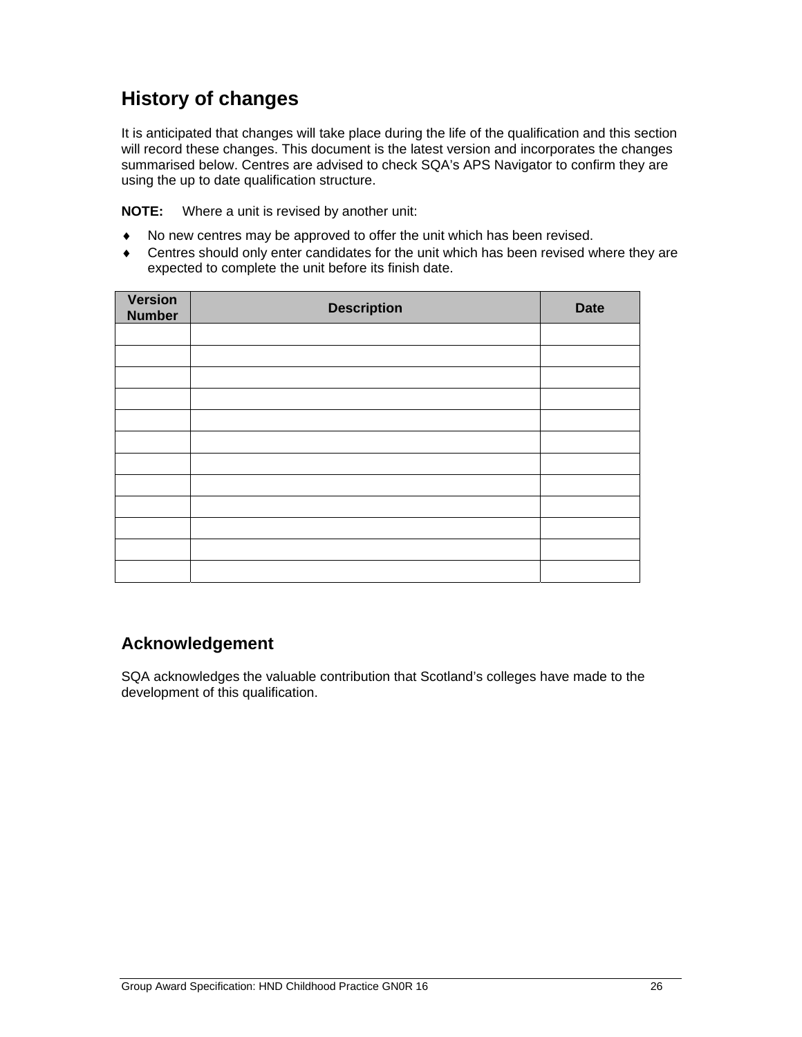## History of changes

It is anticipated that changes will take place during the life of the qualification and this section will record these changes. This document is the latest version and incorporates the changes summarised below. Centres are advised to check SQA's APS Navigator to confirm they are using the up to date qualification structure.

**NOTE:** Where a unit is revised by another unit:

- No new centres may be approved to offer the unit which has been revised.
- Centres should only enter candidates for the unit which has been revised where they are expected to complete the unit before its finish date.

| Version Number | Description | Date |
|---|---|---|
| | | |
| | | |
| | | |
| | | |
| | | |
| | | |
| | | |
| | | |
| | | |
| | | |
| | | |
| | | |

## Acknowledgement

SQA acknowledges the valuable contribution that Scotland's colleges have made to the development of this qualification.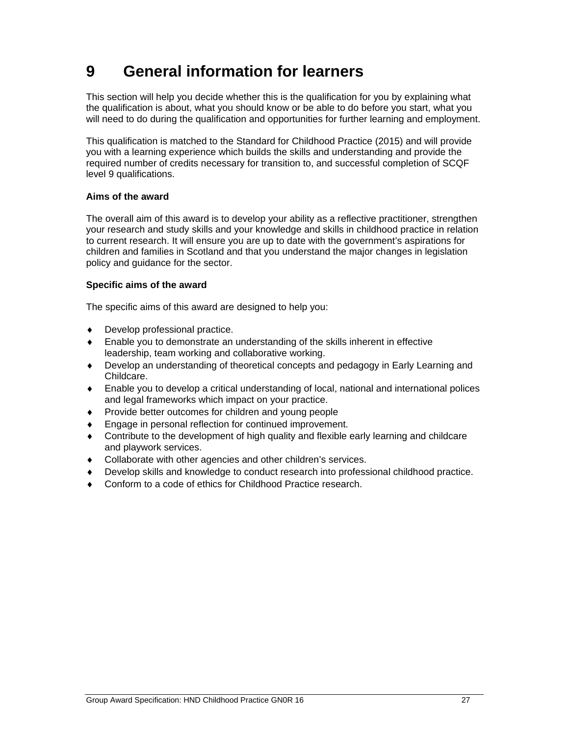# 9 General information for learners

This section will help you decide whether this is the qualification for you by explaining what the qualification is about, what you should know or be able to do before you start, what you will need to do during the qualification and opportunities for further learning and employment.

This qualification is matched to the Standard for Childhood Practice (2015) and will provide you with a learning experience which builds the skills and understanding and provide the required number of credits necessary for transition to, and successful completion of SCQF level 9 qualifications.

**Aims of the award**

The overall aim of this award is to develop your ability as a reflective practitioner, strengthen your research and study skills and your knowledge and skills in childhood practice in relation to current research. It will ensure you are up to date with the government's aspirations for children and families in Scotland and that you understand the major changes in legislation policy and guidance for the sector.

**Specific aims of the award**

The specific aims of this award are designed to help you:

- Develop professional practice.
- Enable you to demonstrate an understanding of the skills inherent in effective leadership, team working and collaborative working.
- Develop an understanding of theoretical concepts and pedagogy in Early Learning and Childcare.
- Enable you to develop a critical understanding of local, national and international polices and legal frameworks which impact on your practice.
- Provide better outcomes for children and young people
- Engage in personal reflection for continued improvement.
- Contribute to the development of high quality and flexible early learning and childcare and playwork services.
- Collaborate with other agencies and other children's services.
- Develop skills and knowledge to conduct research into professional childhood practice.
- Conform to a code of ethics for Childhood Practice research.